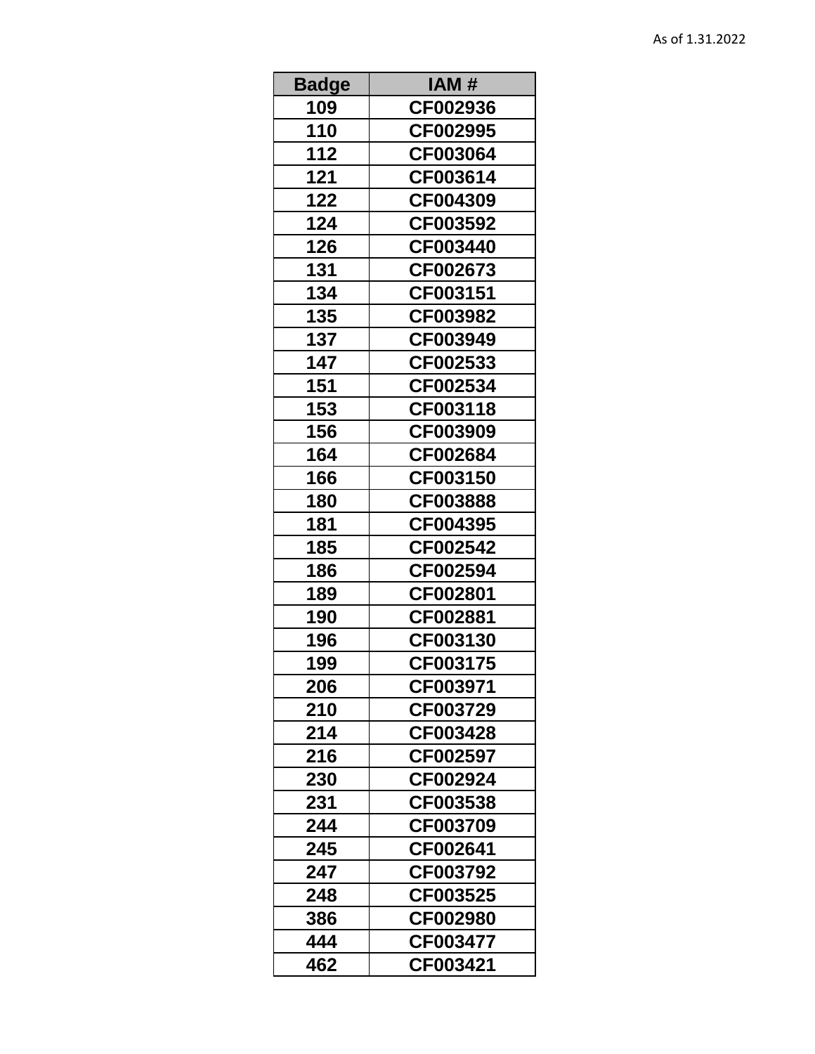As of 1.31.2022

| Badge | IAM # |
|---|---|
| 109 | CF002936 |
| 110 | CF002995 |
| 112 | CF003064 |
| 121 | CF003614 |
| 122 | CF004309 |
| 124 | CF003592 |
| 126 | CF003440 |
| 131 | CF002673 |
| 134 | CF003151 |
| 135 | CF003982 |
| 137 | CF003949 |
| 147 | CF002533 |
| 151 | CF002534 |
| 153 | CF003118 |
| 156 | CF003909 |
| 164 | CF002684 |
| 166 | CF003150 |
| 180 | CF003888 |
| 181 | CF004395 |
| 185 | CF002542 |
| 186 | CF002594 |
| 189 | CF002801 |
| 190 | CF002881 |
| 196 | CF003130 |
| 199 | CF003175 |
| 206 | CF003971 |
| 210 | CF003729 |
| 214 | CF003428 |
| 216 | CF002597 |
| 230 | CF002924 |
| 231 | CF003538 |
| 244 | CF003709 |
| 245 | CF002641 |
| 247 | CF003792 |
| 248 | CF003525 |
| 386 | CF002980 |
| 444 | CF003477 |
| 462 | CF003421 |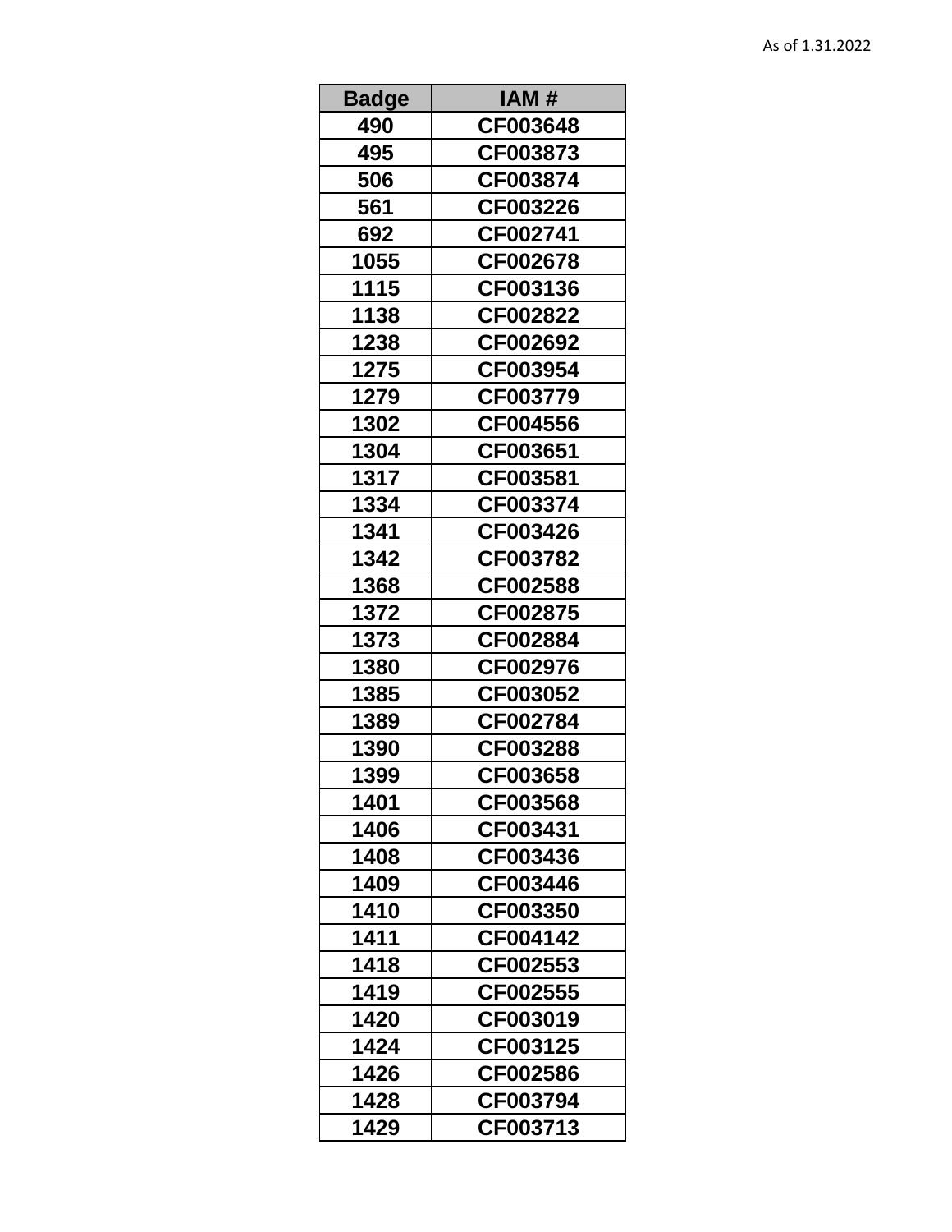As of 1.31.2022

| Badge | IAM # |
|---|---|
| 490 | CF003648 |
| 495 | CF003873 |
| 506 | CF003874 |
| 561 | CF003226 |
| 692 | CF002741 |
| 1055 | CF002678 |
| 1115 | CF003136 |
| 1138 | CF002822 |
| 1238 | CF002692 |
| 1275 | CF003954 |
| 1279 | CF003779 |
| 1302 | CF004556 |
| 1304 | CF003651 |
| 1317 | CF003581 |
| 1334 | CF003374 |
| 1341 | CF003426 |
| 1342 | CF003782 |
| 1368 | CF002588 |
| 1372 | CF002875 |
| 1373 | CF002884 |
| 1380 | CF002976 |
| 1385 | CF003052 |
| 1389 | CF002784 |
| 1390 | CF003288 |
| 1399 | CF003658 |
| 1401 | CF003568 |
| 1406 | CF003431 |
| 1408 | CF003436 |
| 1409 | CF003446 |
| 1410 | CF003350 |
| 1411 | CF004142 |
| 1418 | CF002553 |
| 1419 | CF002555 |
| 1420 | CF003019 |
| 1424 | CF003125 |
| 1426 | CF002586 |
| 1428 | CF003794 |
| 1429 | CF003713 |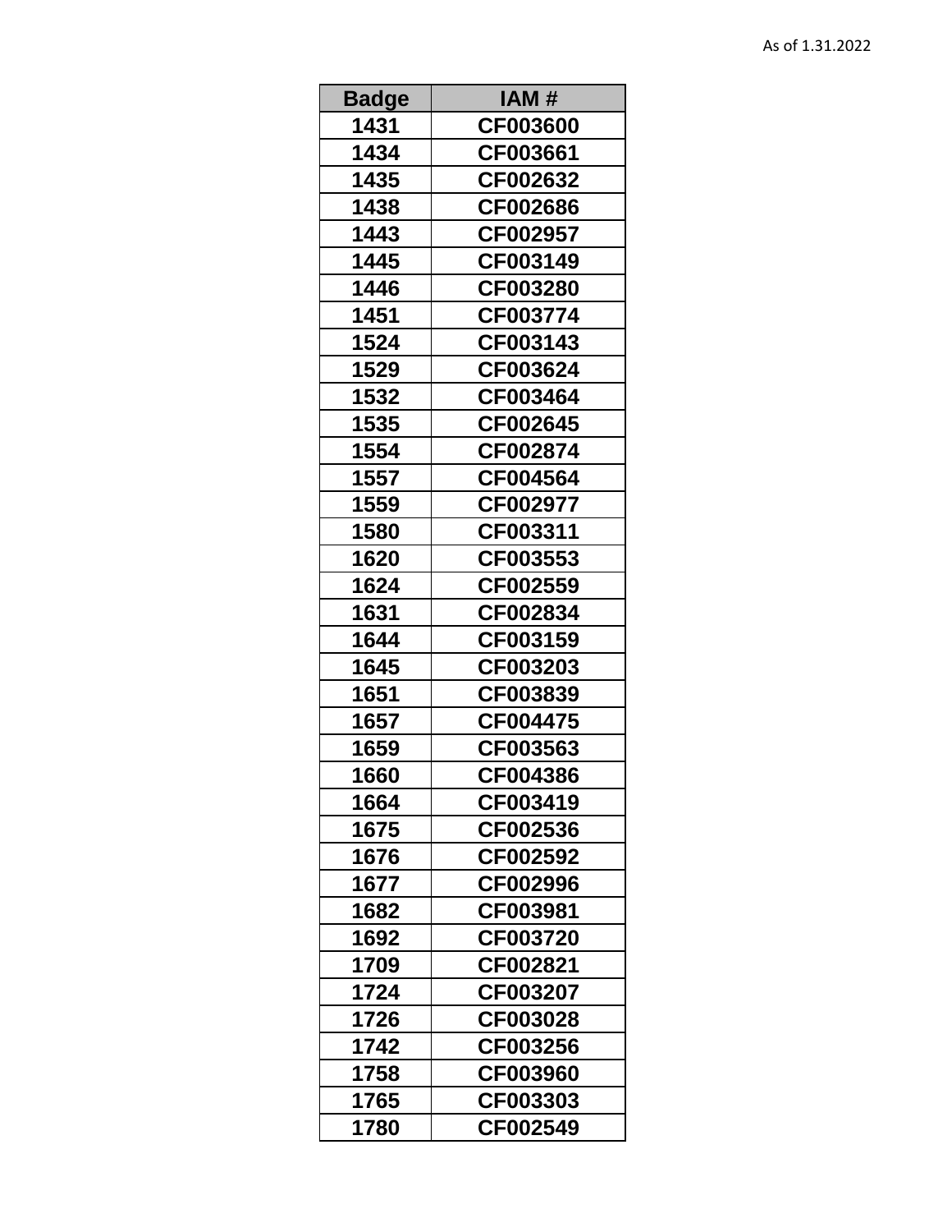As of 1.31.2022

| Badge | IAM # |
|---|---|
| 1431 | CF003600 |
| 1434 | CF003661 |
| 1435 | CF002632 |
| 1438 | CF002686 |
| 1443 | CF002957 |
| 1445 | CF003149 |
| 1446 | CF003280 |
| 1451 | CF003774 |
| 1524 | CF003143 |
| 1529 | CF003624 |
| 1532 | CF003464 |
| 1535 | CF002645 |
| 1554 | CF002874 |
| 1557 | CF004564 |
| 1559 | CF002977 |
| 1580 | CF003311 |
| 1620 | CF003553 |
| 1624 | CF002559 |
| 1631 | CF002834 |
| 1644 | CF003159 |
| 1645 | CF003203 |
| 1651 | CF003839 |
| 1657 | CF004475 |
| 1659 | CF003563 |
| 1660 | CF004386 |
| 1664 | CF003419 |
| 1675 | CF002536 |
| 1676 | CF002592 |
| 1677 | CF002996 |
| 1682 | CF003981 |
| 1692 | CF003720 |
| 1709 | CF002821 |
| 1724 | CF003207 |
| 1726 | CF003028 |
| 1742 | CF003256 |
| 1758 | CF003960 |
| 1765 | CF003303 |
| 1780 | CF002549 |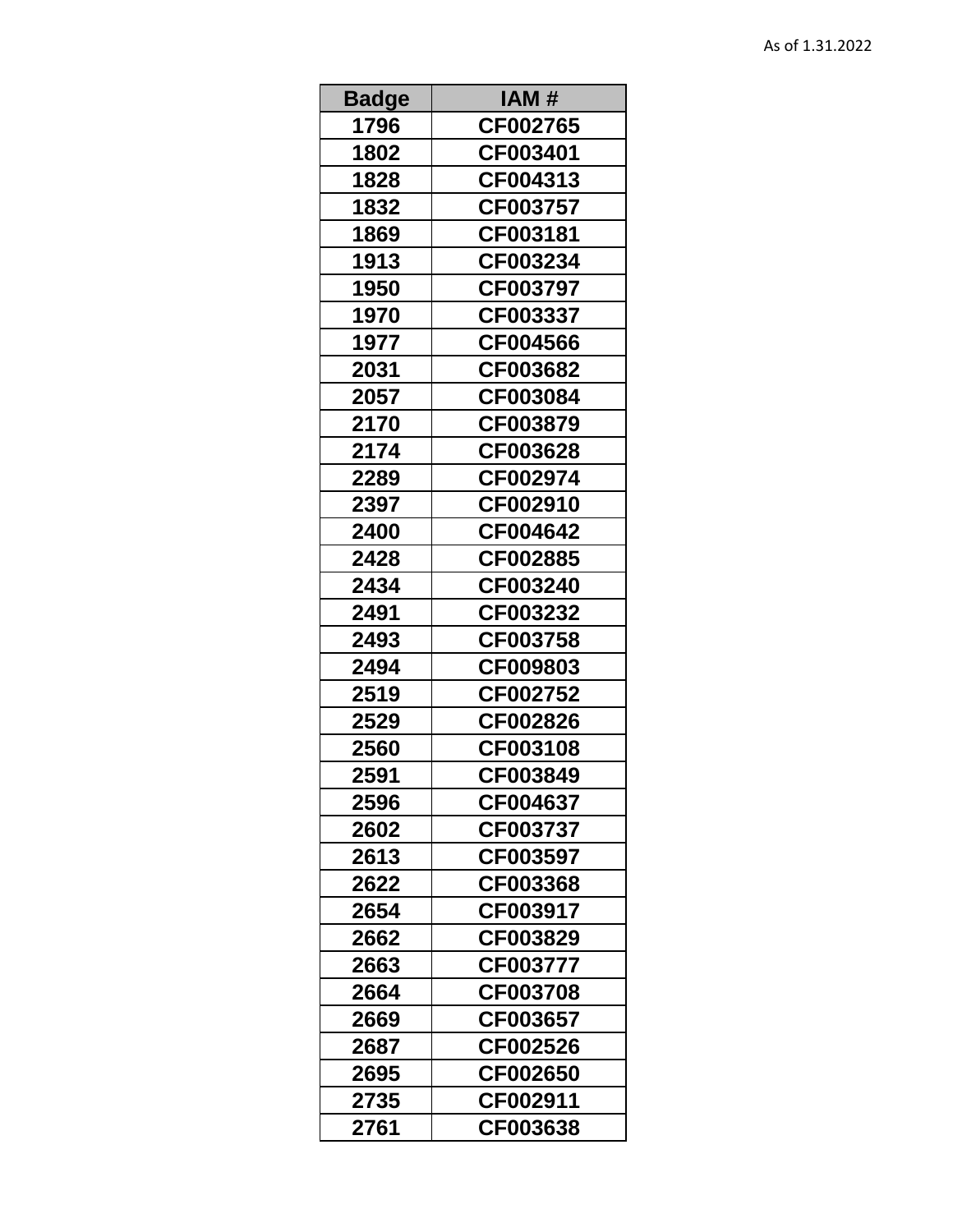As of 1.31.2022

| Badge | IAM # |
|---|---|
| 1796 | CF002765 |
| 1802 | CF003401 |
| 1828 | CF004313 |
| 1832 | CF003757 |
| 1869 | CF003181 |
| 1913 | CF003234 |
| 1950 | CF003797 |
| 1970 | CF003337 |
| 1977 | CF004566 |
| 2031 | CF003682 |
| 2057 | CF003084 |
| 2170 | CF003879 |
| 2174 | CF003628 |
| 2289 | CF002974 |
| 2397 | CF002910 |
| 2400 | CF004642 |
| 2428 | CF002885 |
| 2434 | CF003240 |
| 2491 | CF003232 |
| 2493 | CF003758 |
| 2494 | CF009803 |
| 2519 | CF002752 |
| 2529 | CF002826 |
| 2560 | CF003108 |
| 2591 | CF003849 |
| 2596 | CF004637 |
| 2602 | CF003737 |
| 2613 | CF003597 |
| 2622 | CF003368 |
| 2654 | CF003917 |
| 2662 | CF003829 |
| 2663 | CF003777 |
| 2664 | CF003708 |
| 2669 | CF003657 |
| 2687 | CF002526 |
| 2695 | CF002650 |
| 2735 | CF002911 |
| 2761 | CF003638 |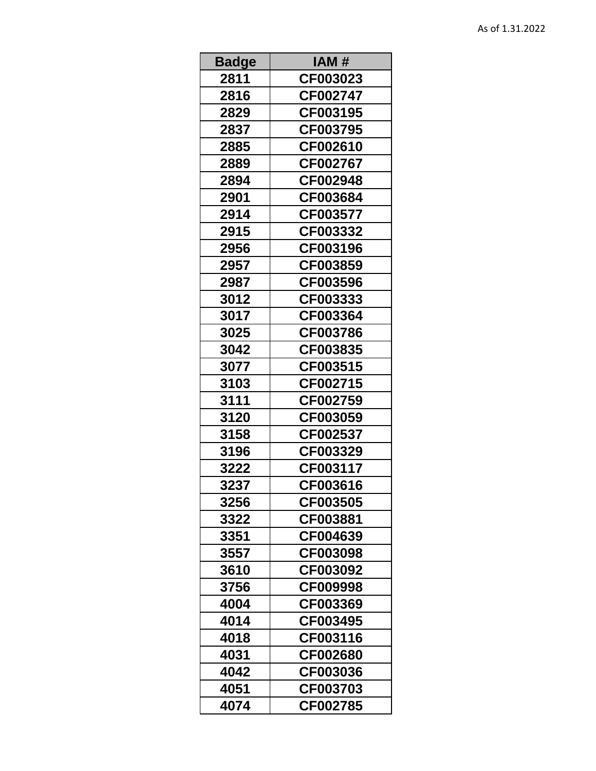As of 1.31.2022

| Badge | IAM # |
|---|---|
| 2811 | CF003023 |
| 2816 | CF002747 |
| 2829 | CF003195 |
| 2837 | CF003795 |
| 2885 | CF002610 |
| 2889 | CF002767 |
| 2894 | CF002948 |
| 2901 | CF003684 |
| 2914 | CF003577 |
| 2915 | CF003332 |
| 2956 | CF003196 |
| 2957 | CF003859 |
| 2987 | CF003596 |
| 3012 | CF003333 |
| 3017 | CF003364 |
| 3025 | CF003786 |
| 3042 | CF003835 |
| 3077 | CF003515 |
| 3103 | CF002715 |
| 3111 | CF002759 |
| 3120 | CF003059 |
| 3158 | CF002537 |
| 3196 | CF003329 |
| 3222 | CF003117 |
| 3237 | CF003616 |
| 3256 | CF003505 |
| 3322 | CF003881 |
| 3351 | CF004639 |
| 3557 | CF003098 |
| 3610 | CF003092 |
| 3756 | CF009998 |
| 4004 | CF003369 |
| 4014 | CF003495 |
| 4018 | CF003116 |
| 4031 | CF002680 |
| 4042 | CF003036 |
| 4051 | CF003703 |
| 4074 | CF002785 |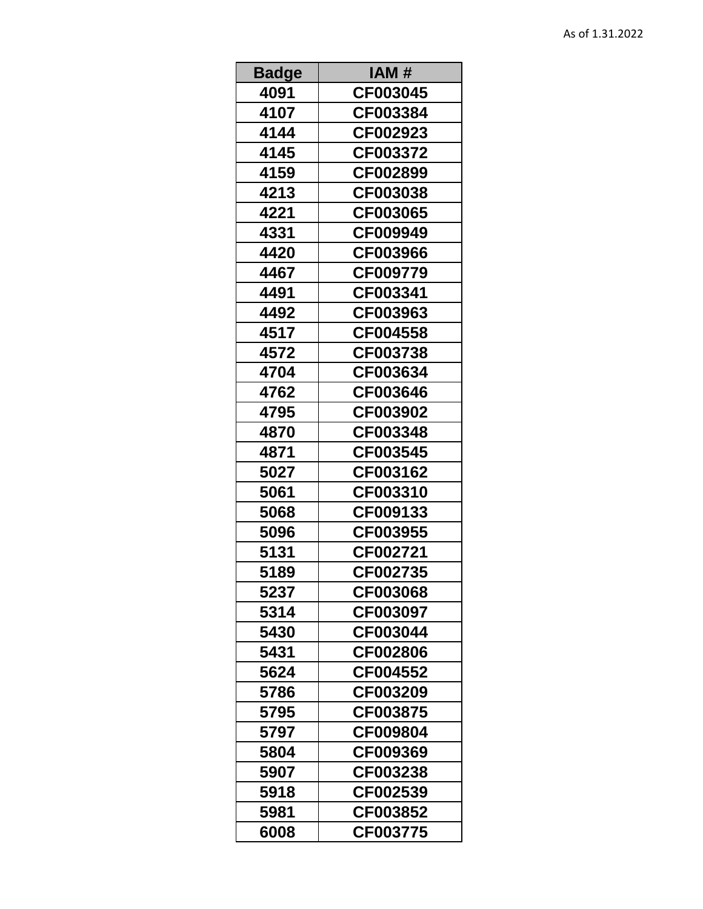As of 1.31.2022

| Badge | IAM # |
|---|---|
| 4091 | CF003045 |
| 4107 | CF003384 |
| 4144 | CF002923 |
| 4145 | CF003372 |
| 4159 | CF002899 |
| 4213 | CF003038 |
| 4221 | CF003065 |
| 4331 | CF009949 |
| 4420 | CF003966 |
| 4467 | CF009779 |
| 4491 | CF003341 |
| 4492 | CF003963 |
| 4517 | CF004558 |
| 4572 | CF003738 |
| 4704 | CF003634 |
| 4762 | CF003646 |
| 4795 | CF003902 |
| 4870 | CF003348 |
| 4871 | CF003545 |
| 5027 | CF003162 |
| 5061 | CF003310 |
| 5068 | CF009133 |
| 5096 | CF003955 |
| 5131 | CF002721 |
| 5189 | CF002735 |
| 5237 | CF003068 |
| 5314 | CF003097 |
| 5430 | CF003044 |
| 5431 | CF002806 |
| 5624 | CF004552 |
| 5786 | CF003209 |
| 5795 | CF003875 |
| 5797 | CF009804 |
| 5804 | CF009369 |
| 5907 | CF003238 |
| 5918 | CF002539 |
| 5981 | CF003852 |
| 6008 | CF003775 |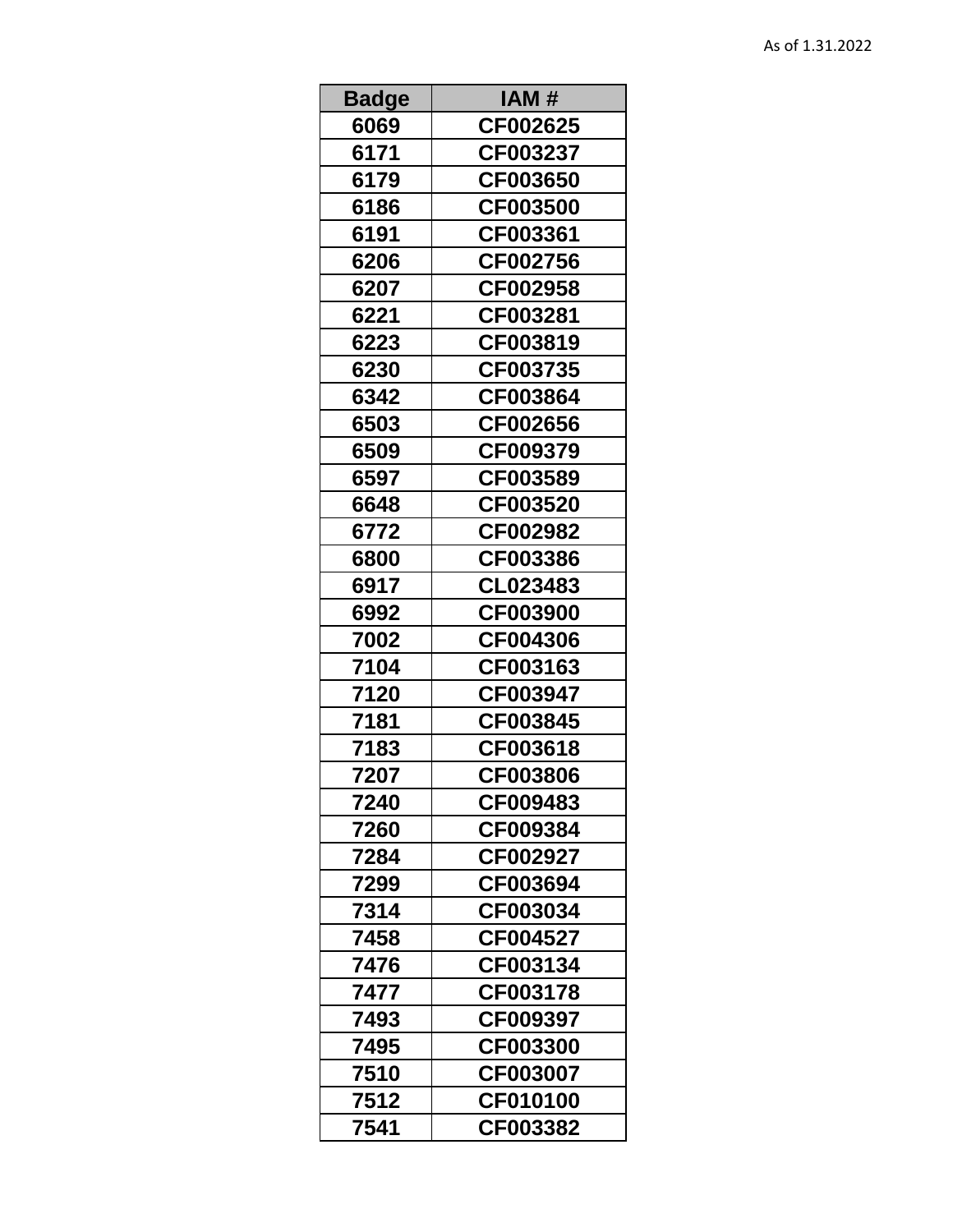As of 1.31.2022

| Badge | IAM # |
|---|---|
| 6069 | CF002625 |
| 6171 | CF003237 |
| 6179 | CF003650 |
| 6186 | CF003500 |
| 6191 | CF003361 |
| 6206 | CF002756 |
| 6207 | CF002958 |
| 6221 | CF003281 |
| 6223 | CF003819 |
| 6230 | CF003735 |
| 6342 | CF003864 |
| 6503 | CF002656 |
| 6509 | CF009379 |
| 6597 | CF003589 |
| 6648 | CF003520 |
| 6772 | CF002982 |
| 6800 | CF003386 |
| 6917 | CL023483 |
| 6992 | CF003900 |
| 7002 | CF004306 |
| 7104 | CF003163 |
| 7120 | CF003947 |
| 7181 | CF003845 |
| 7183 | CF003618 |
| 7207 | CF003806 |
| 7240 | CF009483 |
| 7260 | CF009384 |
| 7284 | CF002927 |
| 7299 | CF003694 |
| 7314 | CF003034 |
| 7458 | CF004527 |
| 7476 | CF003134 |
| 7477 | CF003178 |
| 7493 | CF009397 |
| 7495 | CF003300 |
| 7510 | CF003007 |
| 7512 | CF010100 |
| 7541 | CF003382 |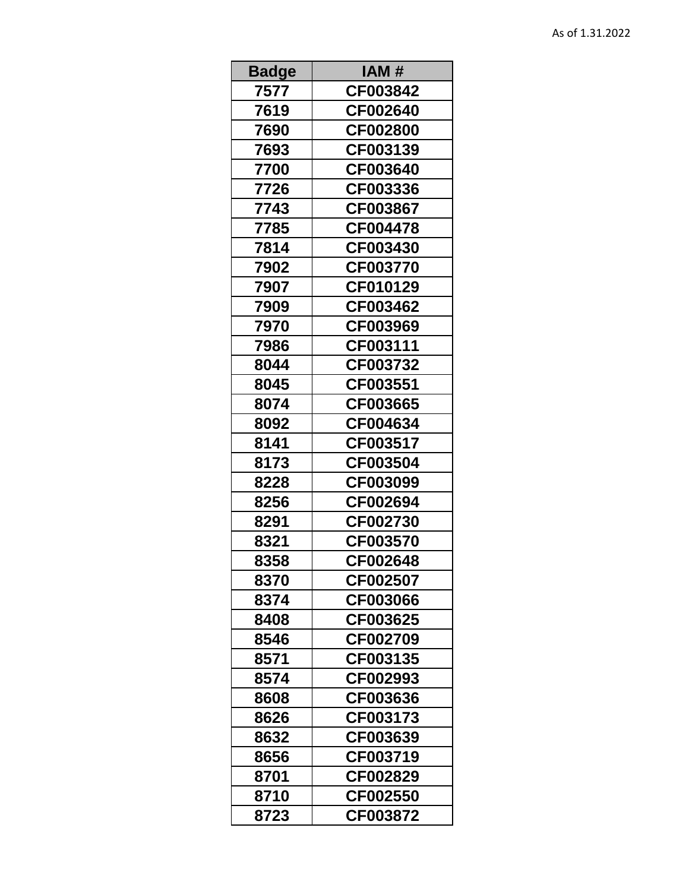As of 1.31.2022

| Badge | IAM # |
|---|---|
| 7577 | CF003842 |
| 7619 | CF002640 |
| 7690 | CF002800 |
| 7693 | CF003139 |
| 7700 | CF003640 |
| 7726 | CF003336 |
| 7743 | CF003867 |
| 7785 | CF004478 |
| 7814 | CF003430 |
| 7902 | CF003770 |
| 7907 | CF010129 |
| 7909 | CF003462 |
| 7970 | CF003969 |
| 7986 | CF003111 |
| 8044 | CF003732 |
| 8045 | CF003551 |
| 8074 | CF003665 |
| 8092 | CF004634 |
| 8141 | CF003517 |
| 8173 | CF003504 |
| 8228 | CF003099 |
| 8256 | CF002694 |
| 8291 | CF002730 |
| 8321 | CF003570 |
| 8358 | CF002648 |
| 8370 | CF002507 |
| 8374 | CF003066 |
| 8408 | CF003625 |
| 8546 | CF002709 |
| 8571 | CF003135 |
| 8574 | CF002993 |
| 8608 | CF003636 |
| 8626 | CF003173 |
| 8632 | CF003639 |
| 8656 | CF003719 |
| 8701 | CF002829 |
| 8710 | CF002550 |
| 8723 | CF003872 |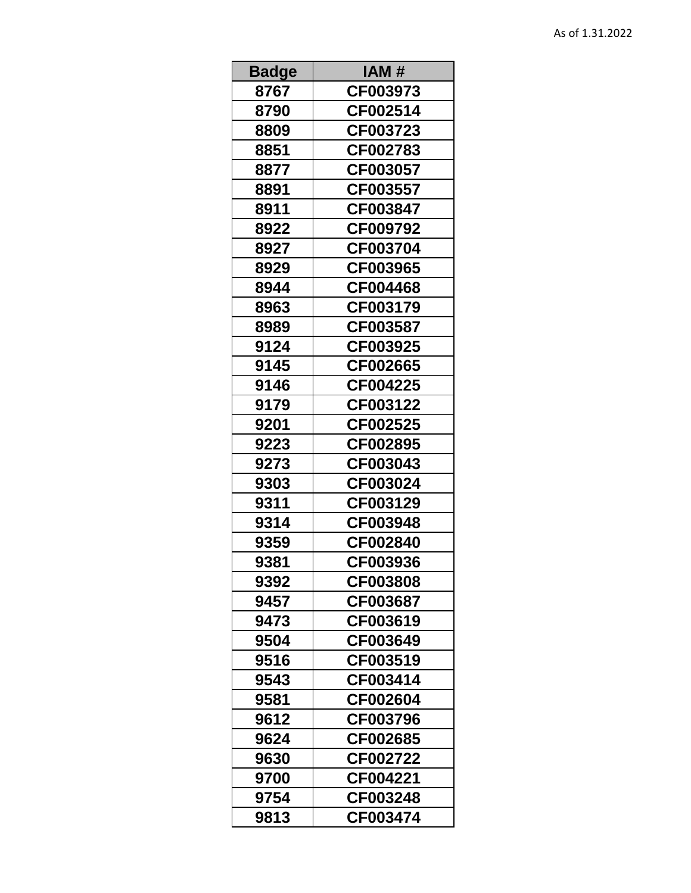As of 1.31.2022

| Badge | IAM # |
|---|---|
| 8767 | CF003973 |
| 8790 | CF002514 |
| 8809 | CF003723 |
| 8851 | CF002783 |
| 8877 | CF003057 |
| 8891 | CF003557 |
| 8911 | CF003847 |
| 8922 | CF009792 |
| 8927 | CF003704 |
| 8929 | CF003965 |
| 8944 | CF004468 |
| 8963 | CF003179 |
| 8989 | CF003587 |
| 9124 | CF003925 |
| 9145 | CF002665 |
| 9146 | CF004225 |
| 9179 | CF003122 |
| 9201 | CF002525 |
| 9223 | CF002895 |
| 9273 | CF003043 |
| 9303 | CF003024 |
| 9311 | CF003129 |
| 9314 | CF003948 |
| 9359 | CF002840 |
| 9381 | CF003936 |
| 9392 | CF003808 |
| 9457 | CF003687 |
| 9473 | CF003619 |
| 9504 | CF003649 |
| 9516 | CF003519 |
| 9543 | CF003414 |
| 9581 | CF002604 |
| 9612 | CF003796 |
| 9624 | CF002685 |
| 9630 | CF002722 |
| 9700 | CF004221 |
| 9754 | CF003248 |
| 9813 | CF003474 |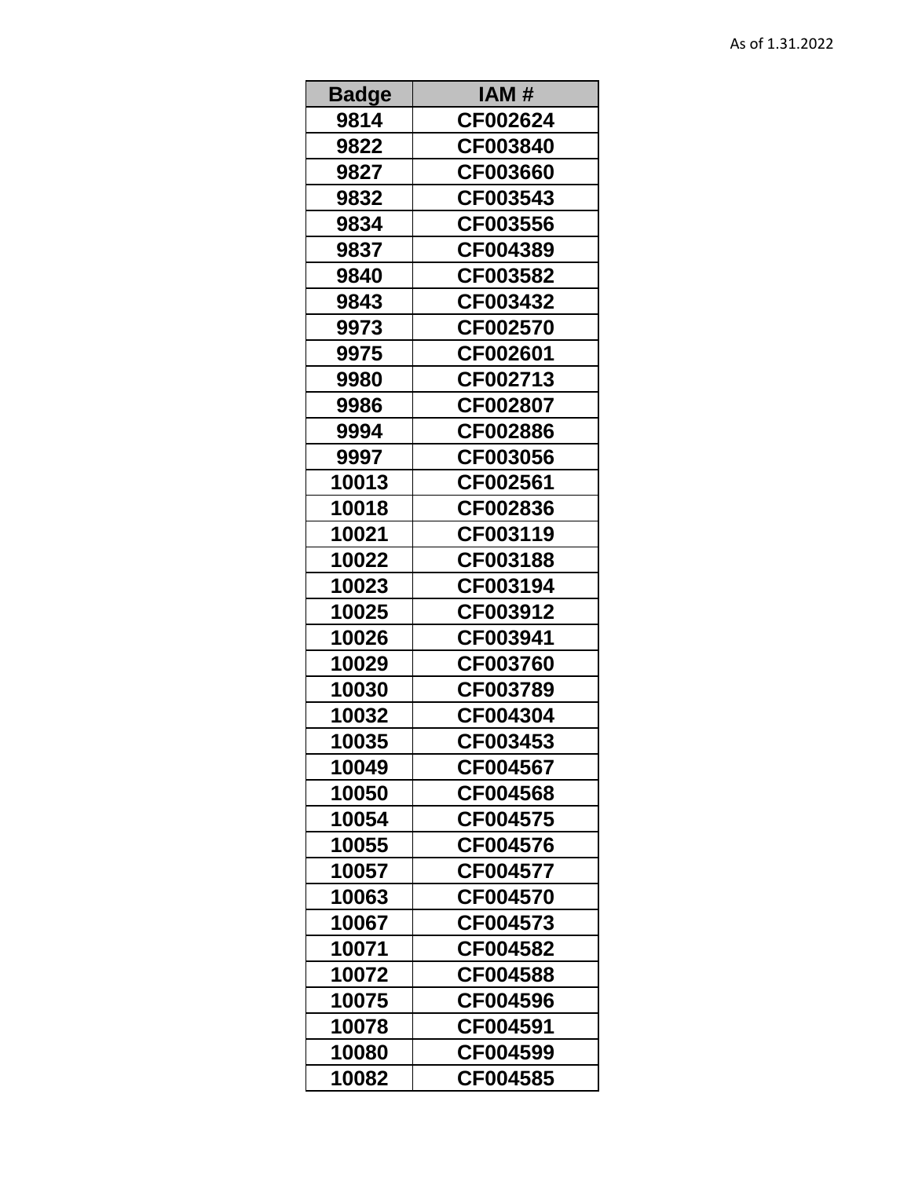As of 1.31.2022

| Badge | IAM # |
|---|---|
| 9814 | CF002624 |
| 9822 | CF003840 |
| 9827 | CF003660 |
| 9832 | CF003543 |
| 9834 | CF003556 |
| 9837 | CF004389 |
| 9840 | CF003582 |
| 9843 | CF003432 |
| 9973 | CF002570 |
| 9975 | CF002601 |
| 9980 | CF002713 |
| 9986 | CF002807 |
| 9994 | CF002886 |
| 9997 | CF003056 |
| 10013 | CF002561 |
| 10018 | CF002836 |
| 10021 | CF003119 |
| 10022 | CF003188 |
| 10023 | CF003194 |
| 10025 | CF003912 |
| 10026 | CF003941 |
| 10029 | CF003760 |
| 10030 | CF003789 |
| 10032 | CF004304 |
| 10035 | CF003453 |
| 10049 | CF004567 |
| 10050 | CF004568 |
| 10054 | CF004575 |
| 10055 | CF004576 |
| 10057 | CF004577 |
| 10063 | CF004570 |
| 10067 | CF004573 |
| 10071 | CF004582 |
| 10072 | CF004588 |
| 10075 | CF004596 |
| 10078 | CF004591 |
| 10080 | CF004599 |
| 10082 | CF004585 |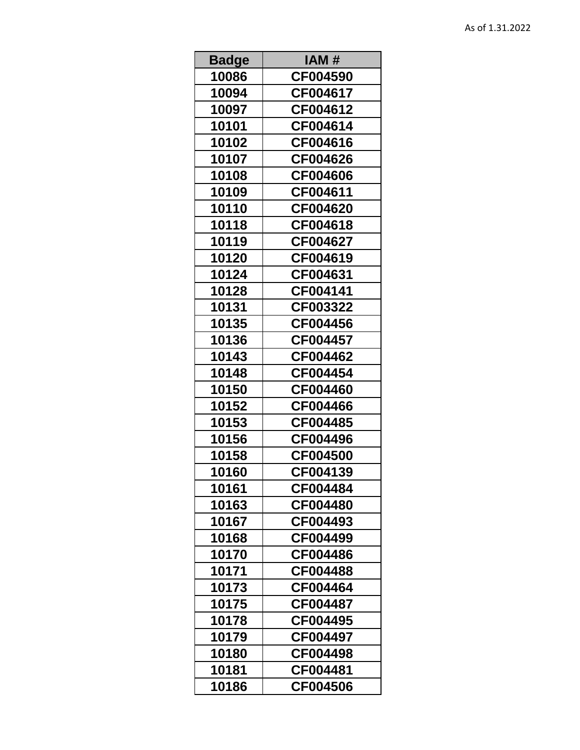As of 1.31.2022

| Badge | IAM # |
| --- | --- |
| 10086 | CF004590 |
| 10094 | CF004617 |
| 10097 | CF004612 |
| 10101 | CF004614 |
| 10102 | CF004616 |
| 10107 | CF004626 |
| 10108 | CF004606 |
| 10109 | CF004611 |
| 10110 | CF004620 |
| 10118 | CF004618 |
| 10119 | CF004627 |
| 10120 | CF004619 |
| 10124 | CF004631 |
| 10128 | CF004141 |
| 10131 | CF003322 |
| 10135 | CF004456 |
| 10136 | CF004457 |
| 10143 | CF004462 |
| 10148 | CF004454 |
| 10150 | CF004460 |
| 10152 | CF004466 |
| 10153 | CF004485 |
| 10156 | CF004496 |
| 10158 | CF004500 |
| 10160 | CF004139 |
| 10161 | CF004484 |
| 10163 | CF004480 |
| 10167 | CF004493 |
| 10168 | CF004499 |
| 10170 | CF004486 |
| 10171 | CF004488 |
| 10173 | CF004464 |
| 10175 | CF004487 |
| 10178 | CF004495 |
| 10179 | CF004497 |
| 10180 | CF004498 |
| 10181 | CF004481 |
| 10186 | CF004506 |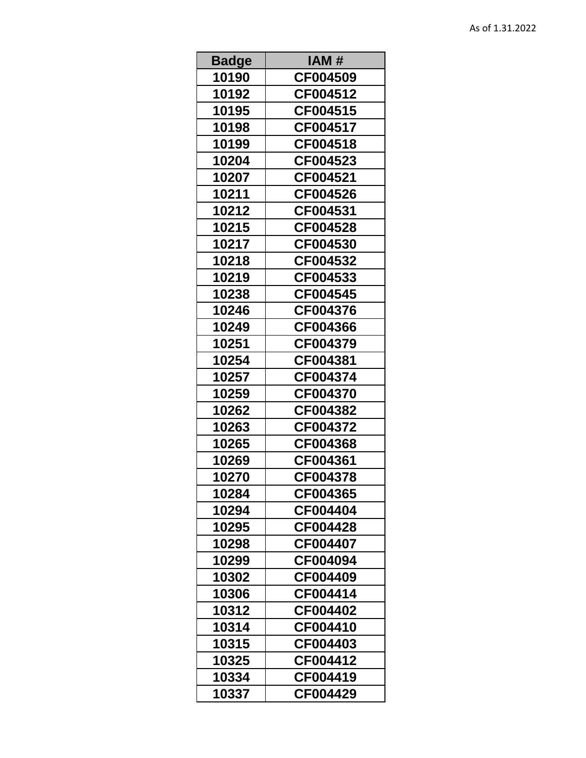As of 1.31.2022

| Badge | IAM # |
|---|---|
| 10190 | CF004509 |
| 10192 | CF004512 |
| 10195 | CF004515 |
| 10198 | CF004517 |
| 10199 | CF004518 |
| 10204 | CF004523 |
| 10207 | CF004521 |
| 10211 | CF004526 |
| 10212 | CF004531 |
| 10215 | CF004528 |
| 10217 | CF004530 |
| 10218 | CF004532 |
| 10219 | CF004533 |
| 10238 | CF004545 |
| 10246 | CF004376 |
| 10249 | CF004366 |
| 10251 | CF004379 |
| 10254 | CF004381 |
| 10257 | CF004374 |
| 10259 | CF004370 |
| 10262 | CF004382 |
| 10263 | CF004372 |
| 10265 | CF004368 |
| 10269 | CF004361 |
| 10270 | CF004378 |
| 10284 | CF004365 |
| 10294 | CF004404 |
| 10295 | CF004428 |
| 10298 | CF004407 |
| 10299 | CF004094 |
| 10302 | CF004409 |
| 10306 | CF004414 |
| 10312 | CF004402 |
| 10314 | CF004410 |
| 10315 | CF004403 |
| 10325 | CF004412 |
| 10334 | CF004419 |
| 10337 | CF004429 |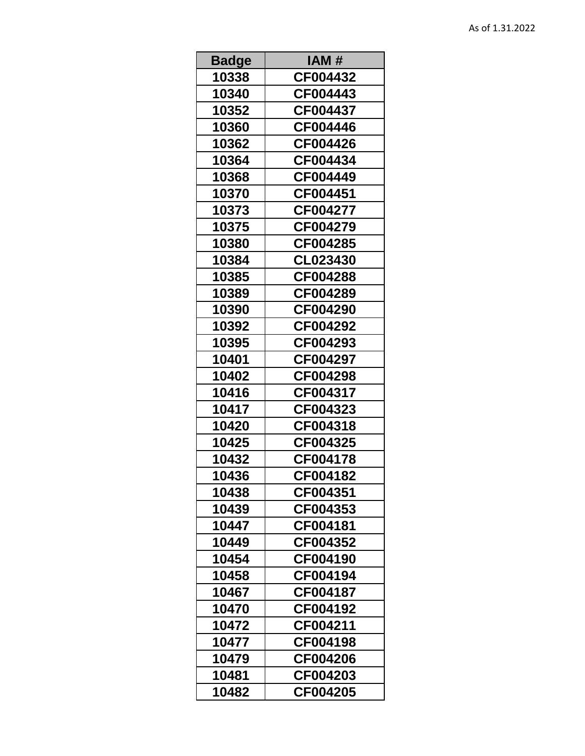As of 1.31.2022

| Badge | IAM # |
|---|---|
| 10338 | CF004432 |
| 10340 | CF004443 |
| 10352 | CF004437 |
| 10360 | CF004446 |
| 10362 | CF004426 |
| 10364 | CF004434 |
| 10368 | CF004449 |
| 10370 | CF004451 |
| 10373 | CF004277 |
| 10375 | CF004279 |
| 10380 | CF004285 |
| 10384 | CL023430 |
| 10385 | CF004288 |
| 10389 | CF004289 |
| 10390 | CF004290 |
| 10392 | CF004292 |
| 10395 | CF004293 |
| 10401 | CF004297 |
| 10402 | CF004298 |
| 10416 | CF004317 |
| 10417 | CF004323 |
| 10420 | CF004318 |
| 10425 | CF004325 |
| 10432 | CF004178 |
| 10436 | CF004182 |
| 10438 | CF004351 |
| 10439 | CF004353 |
| 10447 | CF004181 |
| 10449 | CF004352 |
| 10454 | CF004190 |
| 10458 | CF004194 |
| 10467 | CF004187 |
| 10470 | CF004192 |
| 10472 | CF004211 |
| 10477 | CF004198 |
| 10479 | CF004206 |
| 10481 | CF004203 |
| 10482 | CF004205 |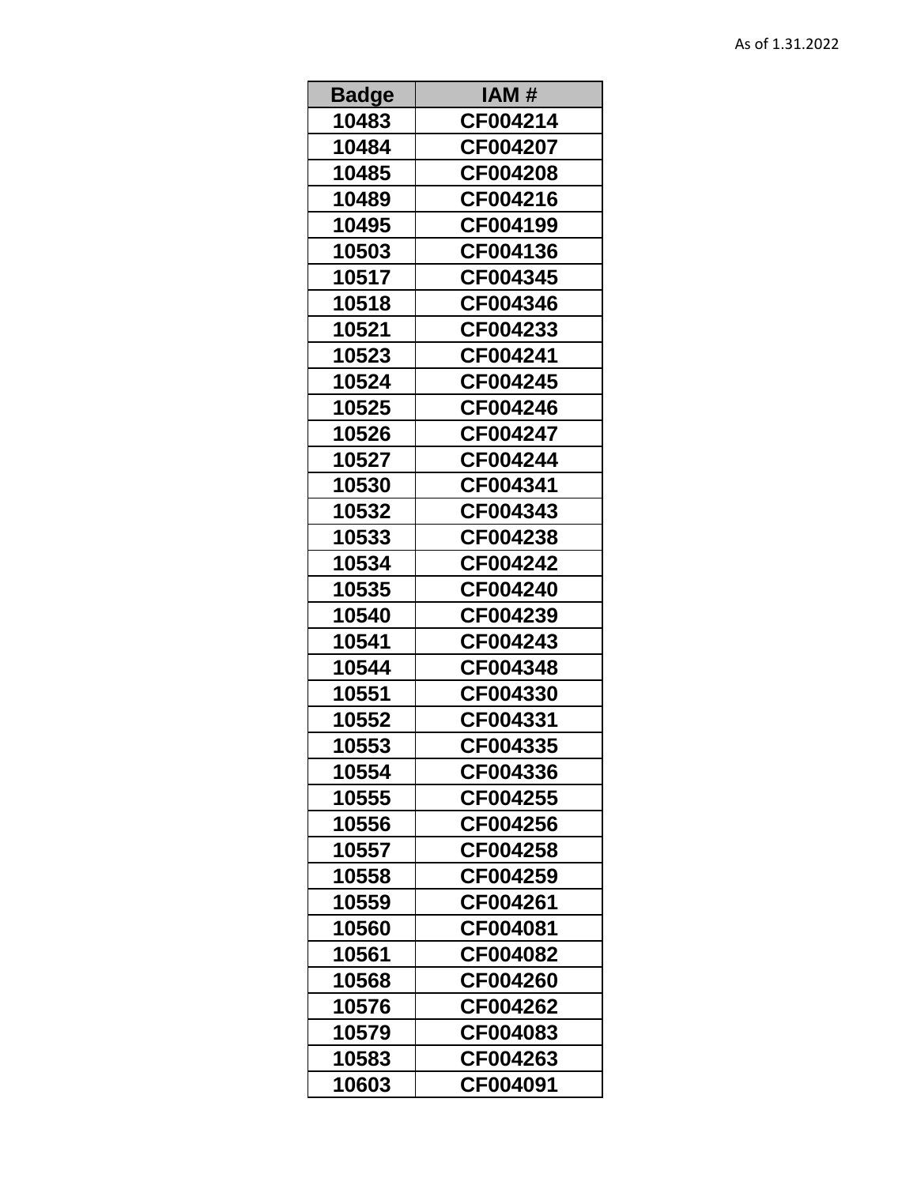As of 1.31.2022

| Badge | IAM # |
|---|---|
| 10483 | CF004214 |
| 10484 | CF004207 |
| 10485 | CF004208 |
| 10489 | CF004216 |
| 10495 | CF004199 |
| 10503 | CF004136 |
| 10517 | CF004345 |
| 10518 | CF004346 |
| 10521 | CF004233 |
| 10523 | CF004241 |
| 10524 | CF004245 |
| 10525 | CF004246 |
| 10526 | CF004247 |
| 10527 | CF004244 |
| 10530 | CF004341 |
| 10532 | CF004343 |
| 10533 | CF004238 |
| 10534 | CF004242 |
| 10535 | CF004240 |
| 10540 | CF004239 |
| 10541 | CF004243 |
| 10544 | CF004348 |
| 10551 | CF004330 |
| 10552 | CF004331 |
| 10553 | CF004335 |
| 10554 | CF004336 |
| 10555 | CF004255 |
| 10556 | CF004256 |
| 10557 | CF004258 |
| 10558 | CF004259 |
| 10559 | CF004261 |
| 10560 | CF004081 |
| 10561 | CF004082 |
| 10568 | CF004260 |
| 10576 | CF004262 |
| 10579 | CF004083 |
| 10583 | CF004263 |
| 10603 | CF004091 |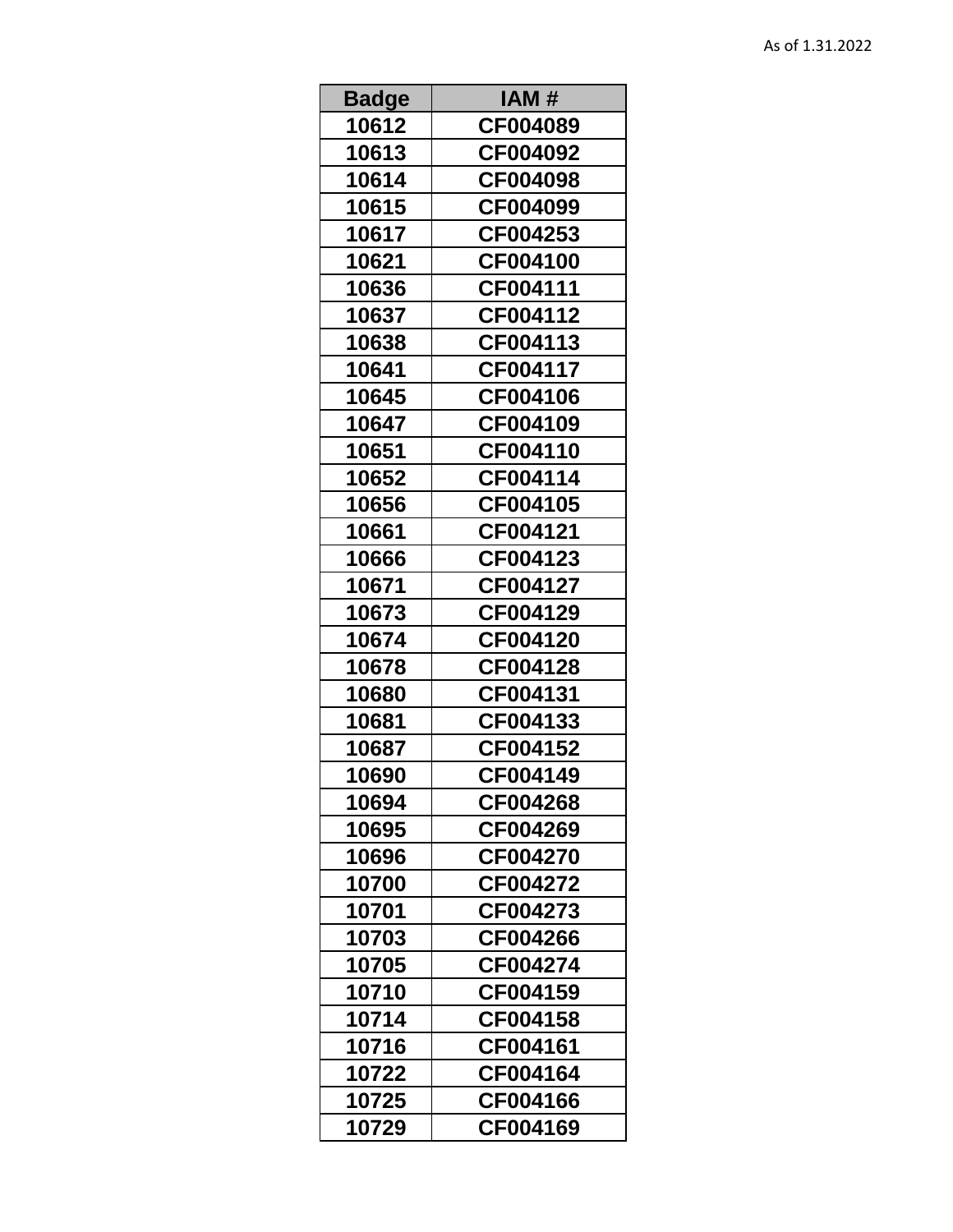As of 1.31.2022

| Badge | IAM # |
|---|---|
| 10612 | CF004089 |
| 10613 | CF004092 |
| 10614 | CF004098 |
| 10615 | CF004099 |
| 10617 | CF004253 |
| 10621 | CF004100 |
| 10636 | CF004111 |
| 10637 | CF004112 |
| 10638 | CF004113 |
| 10641 | CF004117 |
| 10645 | CF004106 |
| 10647 | CF004109 |
| 10651 | CF004110 |
| 10652 | CF004114 |
| 10656 | CF004105 |
| 10661 | CF004121 |
| 10666 | CF004123 |
| 10671 | CF004127 |
| 10673 | CF004129 |
| 10674 | CF004120 |
| 10678 | CF004128 |
| 10680 | CF004131 |
| 10681 | CF004133 |
| 10687 | CF004152 |
| 10690 | CF004149 |
| 10694 | CF004268 |
| 10695 | CF004269 |
| 10696 | CF004270 |
| 10700 | CF004272 |
| 10701 | CF004273 |
| 10703 | CF004266 |
| 10705 | CF004274 |
| 10710 | CF004159 |
| 10714 | CF004158 |
| 10716 | CF004161 |
| 10722 | CF004164 |
| 10725 | CF004166 |
| 10729 | CF004169 |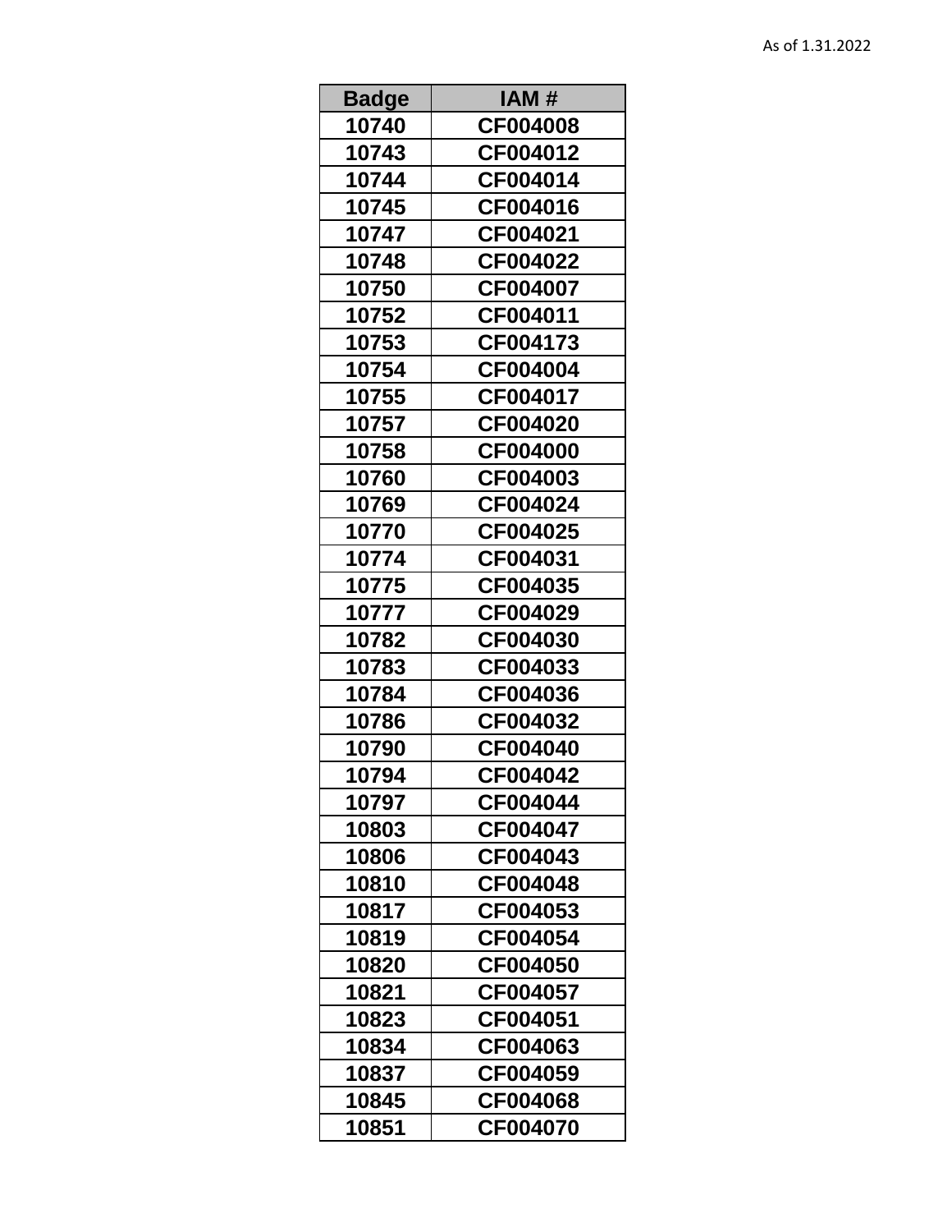As of 1.31.2022

| Badge | IAM # |
|---|---|
| 10740 | CF004008 |
| 10743 | CF004012 |
| 10744 | CF004014 |
| 10745 | CF004016 |
| 10747 | CF004021 |
| 10748 | CF004022 |
| 10750 | CF004007 |
| 10752 | CF004011 |
| 10753 | CF004173 |
| 10754 | CF004004 |
| 10755 | CF004017 |
| 10757 | CF004020 |
| 10758 | CF004000 |
| 10760 | CF004003 |
| 10769 | CF004024 |
| 10770 | CF004025 |
| 10774 | CF004031 |
| 10775 | CF004035 |
| 10777 | CF004029 |
| 10782 | CF004030 |
| 10783 | CF004033 |
| 10784 | CF004036 |
| 10786 | CF004032 |
| 10790 | CF004040 |
| 10794 | CF004042 |
| 10797 | CF004044 |
| 10803 | CF004047 |
| 10806 | CF004043 |
| 10810 | CF004048 |
| 10817 | CF004053 |
| 10819 | CF004054 |
| 10820 | CF004050 |
| 10821 | CF004057 |
| 10823 | CF004051 |
| 10834 | CF004063 |
| 10837 | CF004059 |
| 10845 | CF004068 |
| 10851 | CF004070 |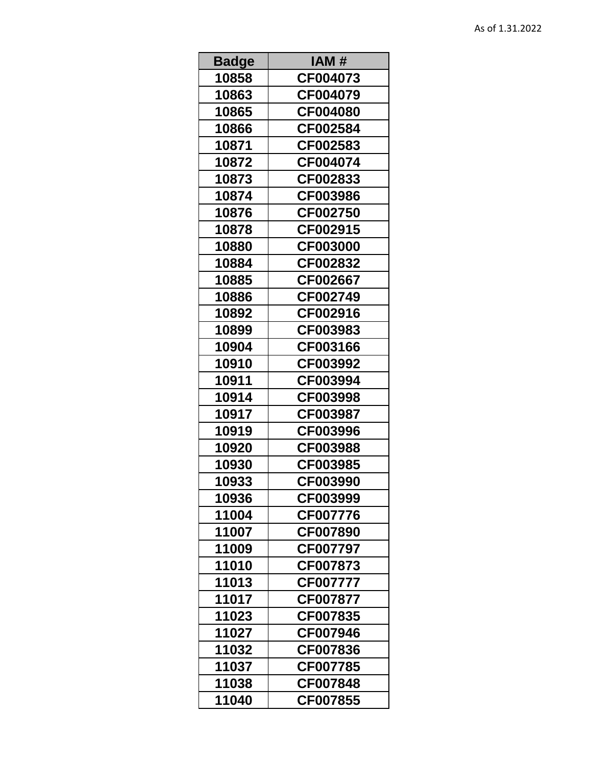As of 1.31.2022

| Badge | IAM # |
|---|---|
| 10858 | CF004073 |
| 10863 | CF004079 |
| 10865 | CF004080 |
| 10866 | CF002584 |
| 10871 | CF002583 |
| 10872 | CF004074 |
| 10873 | CF002833 |
| 10874 | CF003986 |
| 10876 | CF002750 |
| 10878 | CF002915 |
| 10880 | CF003000 |
| 10884 | CF002832 |
| 10885 | CF002667 |
| 10886 | CF002749 |
| 10892 | CF002916 |
| 10899 | CF003983 |
| 10904 | CF003166 |
| 10910 | CF003992 |
| 10911 | CF003994 |
| 10914 | CF003998 |
| 10917 | CF003987 |
| 10919 | CF003996 |
| 10920 | CF003988 |
| 10930 | CF003985 |
| 10933 | CF003990 |
| 10936 | CF003999 |
| 11004 | CF007776 |
| 11007 | CF007890 |
| 11009 | CF007797 |
| 11010 | CF007873 |
| 11013 | CF007777 |
| 11017 | CF007877 |
| 11023 | CF007835 |
| 11027 | CF007946 |
| 11032 | CF007836 |
| 11037 | CF007785 |
| 11038 | CF007848 |
| 11040 | CF007855 |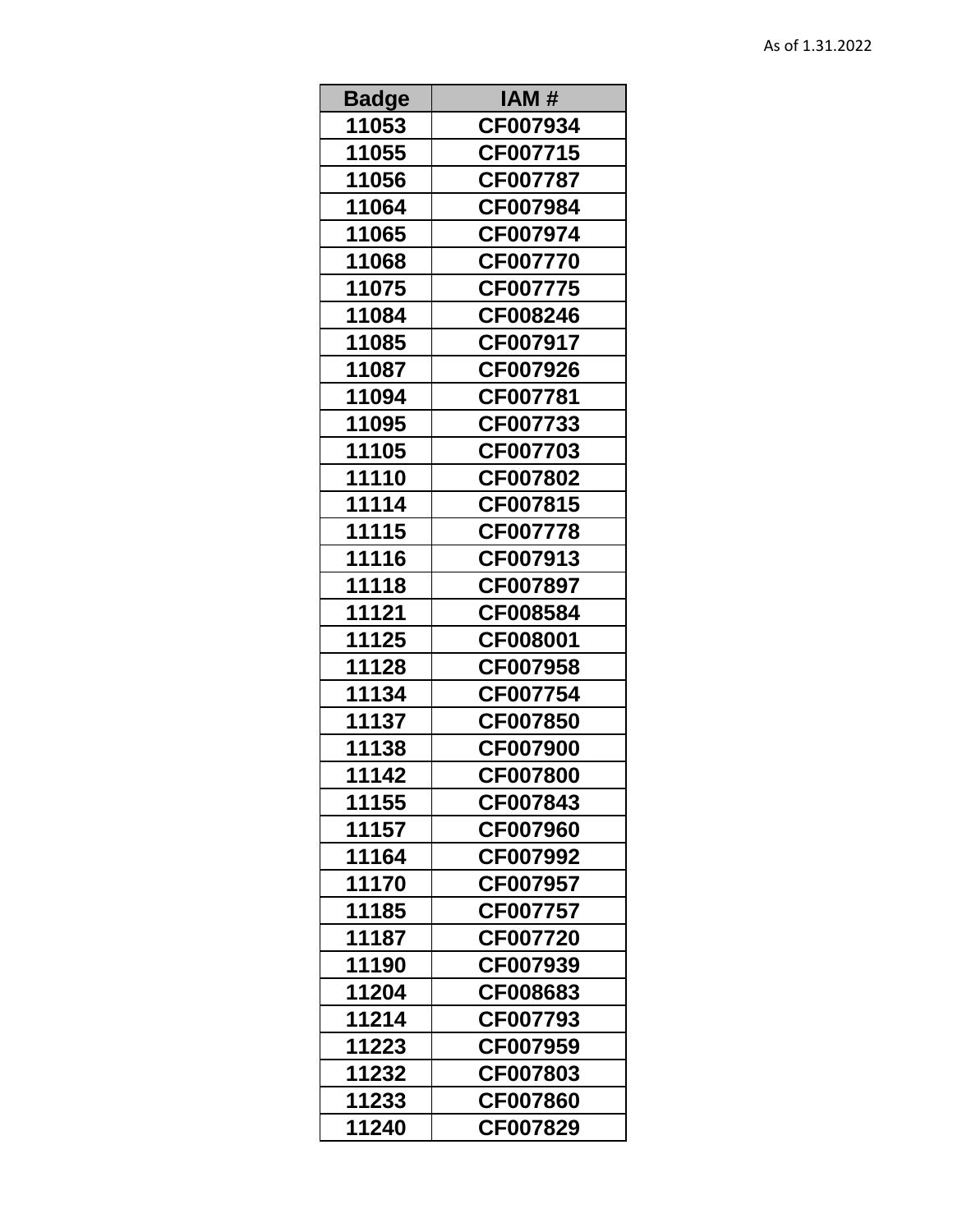As of 1.31.2022

| Badge | IAM # |
|---|---|
| 11053 | CF007934 |
| 11055 | CF007715 |
| 11056 | CF007787 |
| 11064 | CF007984 |
| 11065 | CF007974 |
| 11068 | CF007770 |
| 11075 | CF007775 |
| 11084 | CF008246 |
| 11085 | CF007917 |
| 11087 | CF007926 |
| 11094 | CF007781 |
| 11095 | CF007733 |
| 11105 | CF007703 |
| 11110 | CF007802 |
| 11114 | CF007815 |
| 11115 | CF007778 |
| 11116 | CF007913 |
| 11118 | CF007897 |
| 11121 | CF008584 |
| 11125 | CF008001 |
| 11128 | CF007958 |
| 11134 | CF007754 |
| 11137 | CF007850 |
| 11138 | CF007900 |
| 11142 | CF007800 |
| 11155 | CF007843 |
| 11157 | CF007960 |
| 11164 | CF007992 |
| 11170 | CF007957 |
| 11185 | CF007757 |
| 11187 | CF007720 |
| 11190 | CF007939 |
| 11204 | CF008683 |
| 11214 | CF007793 |
| 11223 | CF007959 |
| 11232 | CF007803 |
| 11233 | CF007860 |
| 11240 | CF007829 |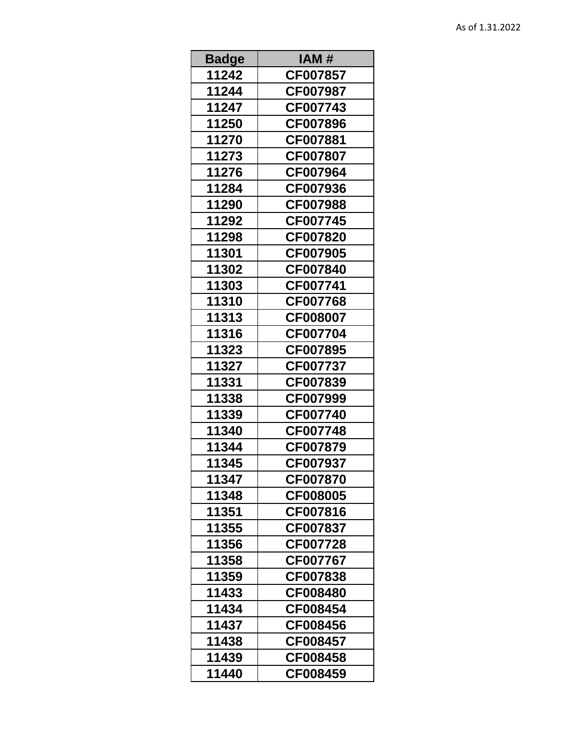As of 1.31.2022

| Badge | IAM # |
|---|---|
| 11242 | CF007857 |
| 11244 | CF007987 |
| 11247 | CF007743 |
| 11250 | CF007896 |
| 11270 | CF007881 |
| 11273 | CF007807 |
| 11276 | CF007964 |
| 11284 | CF007936 |
| 11290 | CF007988 |
| 11292 | CF007745 |
| 11298 | CF007820 |
| 11301 | CF007905 |
| 11302 | CF007840 |
| 11303 | CF007741 |
| 11310 | CF007768 |
| 11313 | CF008007 |
| 11316 | CF007704 |
| 11323 | CF007895 |
| 11327 | CF007737 |
| 11331 | CF007839 |
| 11338 | CF007999 |
| 11339 | CF007740 |
| 11340 | CF007748 |
| 11344 | CF007879 |
| 11345 | CF007937 |
| 11347 | CF007870 |
| 11348 | CF008005 |
| 11351 | CF007816 |
| 11355 | CF007837 |
| 11356 | CF007728 |
| 11358 | CF007767 |
| 11359 | CF007838 |
| 11433 | CF008480 |
| 11434 | CF008454 |
| 11437 | CF008456 |
| 11438 | CF008457 |
| 11439 | CF008458 |
| 11440 | CF008459 |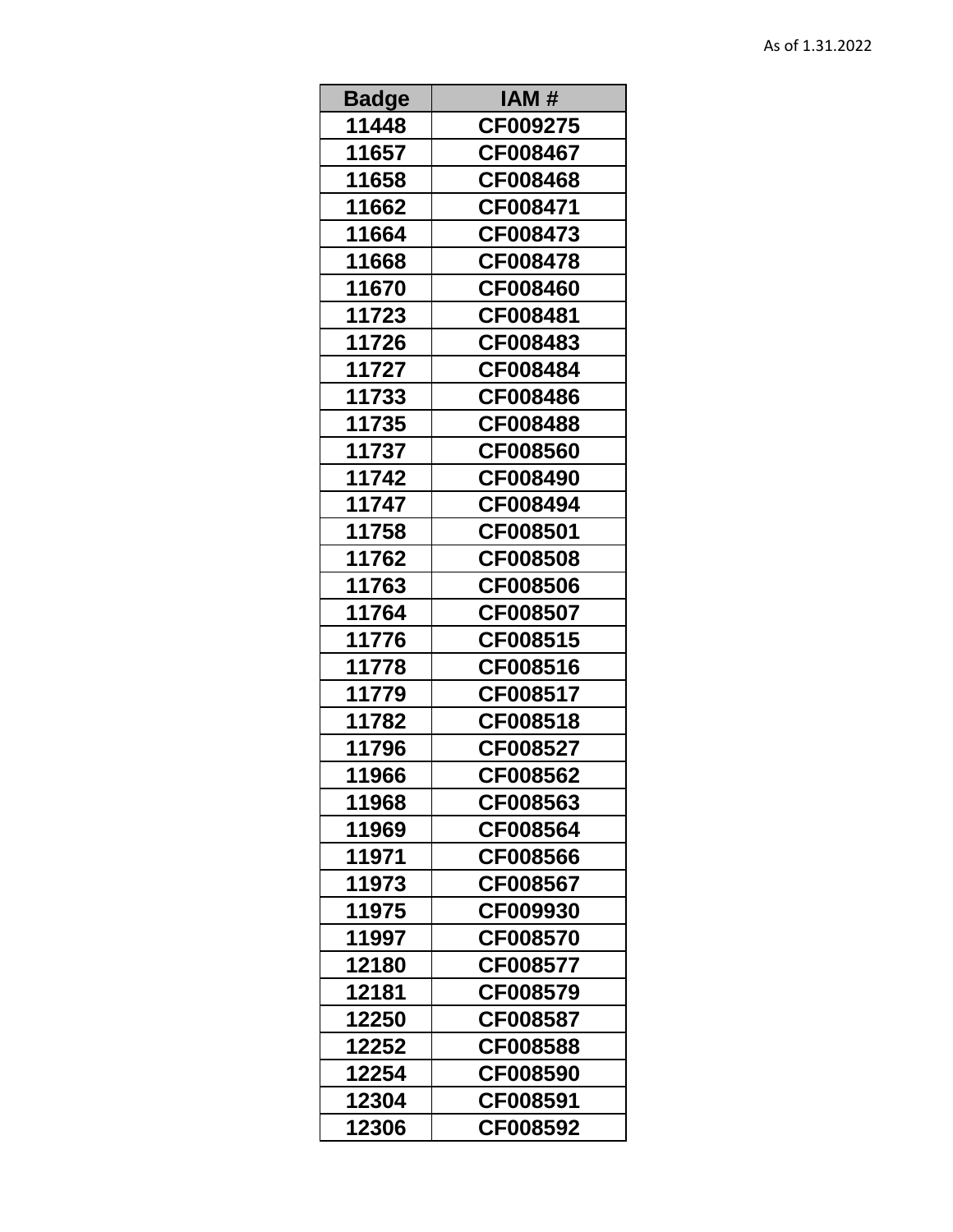As of 1.31.2022

| Badge | IAM # |
|---|---|
| 11448 | CF009275 |
| 11657 | CF008467 |
| 11658 | CF008468 |
| 11662 | CF008471 |
| 11664 | CF008473 |
| 11668 | CF008478 |
| 11670 | CF008460 |
| 11723 | CF008481 |
| 11726 | CF008483 |
| 11727 | CF008484 |
| 11733 | CF008486 |
| 11735 | CF008488 |
| 11737 | CF008560 |
| 11742 | CF008490 |
| 11747 | CF008494 |
| 11758 | CF008501 |
| 11762 | CF008508 |
| 11763 | CF008506 |
| 11764 | CF008507 |
| 11776 | CF008515 |
| 11778 | CF008516 |
| 11779 | CF008517 |
| 11782 | CF008518 |
| 11796 | CF008527 |
| 11966 | CF008562 |
| 11968 | CF008563 |
| 11969 | CF008564 |
| 11971 | CF008566 |
| 11973 | CF008567 |
| 11975 | CF009930 |
| 11997 | CF008570 |
| 12180 | CF008577 |
| 12181 | CF008579 |
| 12250 | CF008587 |
| 12252 | CF008588 |
| 12254 | CF008590 |
| 12304 | CF008591 |
| 12306 | CF008592 |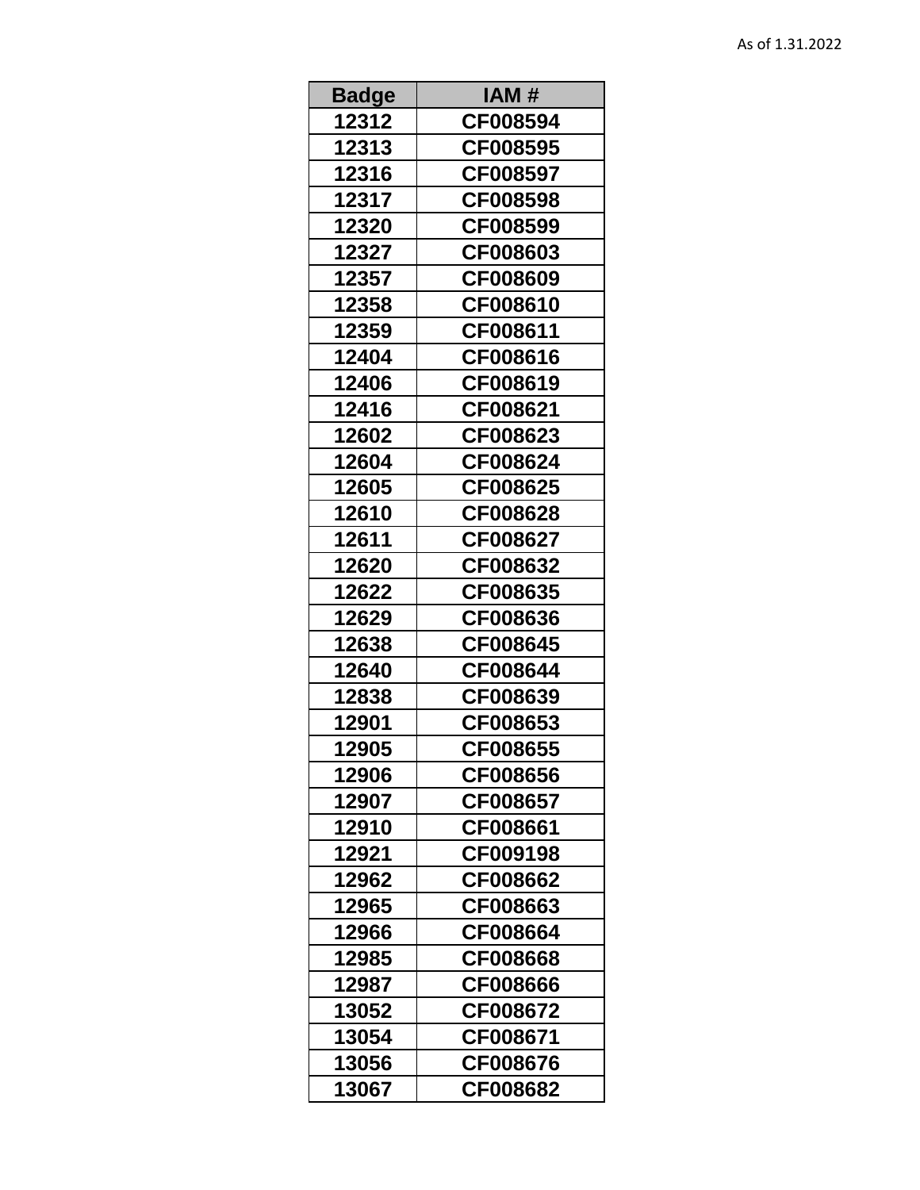As of 1.31.2022

| Badge | IAM # |
|---|---|
| 12312 | CF008594 |
| 12313 | CF008595 |
| 12316 | CF008597 |
| 12317 | CF008598 |
| 12320 | CF008599 |
| 12327 | CF008603 |
| 12357 | CF008609 |
| 12358 | CF008610 |
| 12359 | CF008611 |
| 12404 | CF008616 |
| 12406 | CF008619 |
| 12416 | CF008621 |
| 12602 | CF008623 |
| 12604 | CF008624 |
| 12605 | CF008625 |
| 12610 | CF008628 |
| 12611 | CF008627 |
| 12620 | CF008632 |
| 12622 | CF008635 |
| 12629 | CF008636 |
| 12638 | CF008645 |
| 12640 | CF008644 |
| 12838 | CF008639 |
| 12901 | CF008653 |
| 12905 | CF008655 |
| 12906 | CF008656 |
| 12907 | CF008657 |
| 12910 | CF008661 |
| 12921 | CF009198 |
| 12962 | CF008662 |
| 12965 | CF008663 |
| 12966 | CF008664 |
| 12985 | CF008668 |
| 12987 | CF008666 |
| 13052 | CF008672 |
| 13054 | CF008671 |
| 13056 | CF008676 |
| 13067 | CF008682 |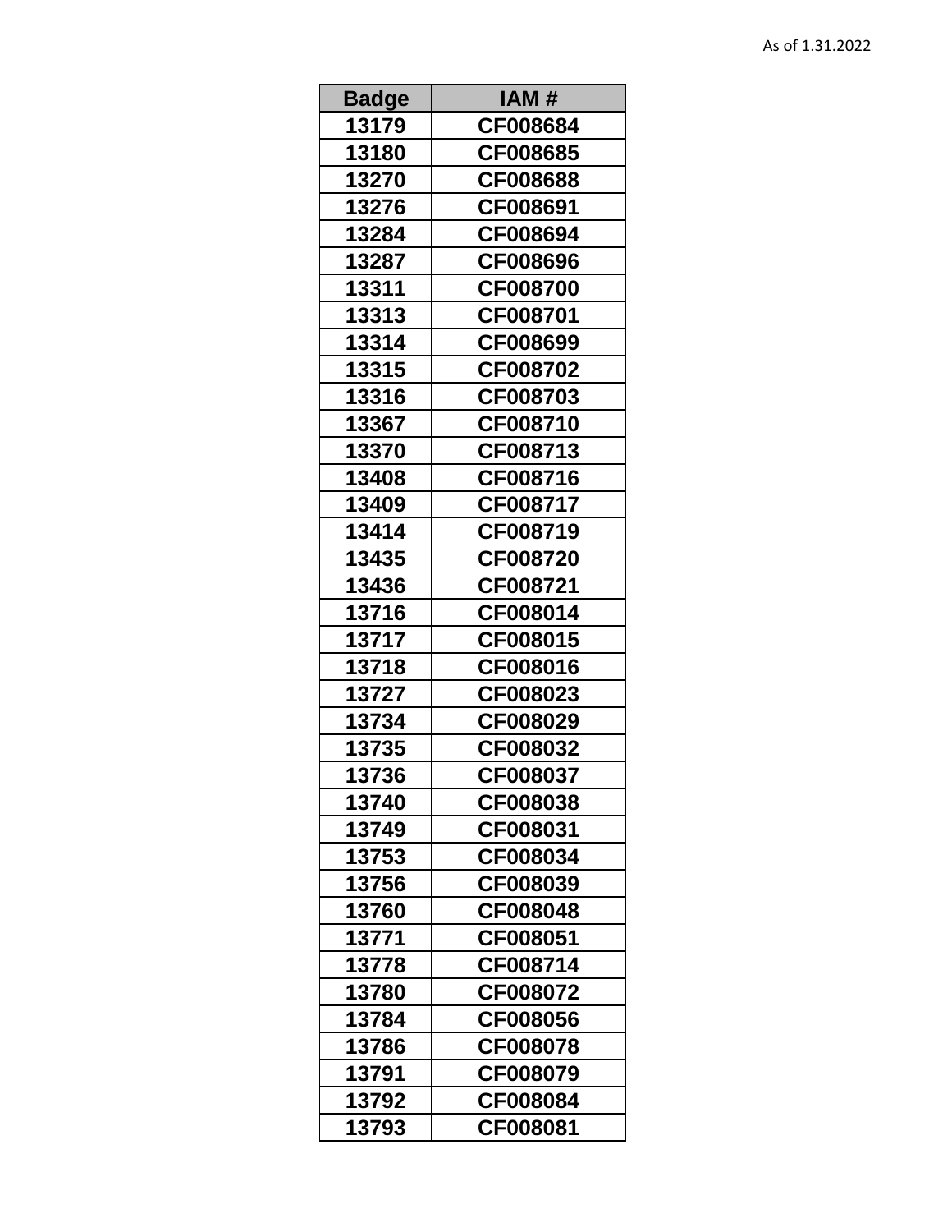As of 1.31.2022

| Badge | IAM # |
|---|---|
| 13179 | CF008684 |
| 13180 | CF008685 |
| 13270 | CF008688 |
| 13276 | CF008691 |
| 13284 | CF008694 |
| 13287 | CF008696 |
| 13311 | CF008700 |
| 13313 | CF008701 |
| 13314 | CF008699 |
| 13315 | CF008702 |
| 13316 | CF008703 |
| 13367 | CF008710 |
| 13370 | CF008713 |
| 13408 | CF008716 |
| 13409 | CF008717 |
| 13414 | CF008719 |
| 13435 | CF008720 |
| 13436 | CF008721 |
| 13716 | CF008014 |
| 13717 | CF008015 |
| 13718 | CF008016 |
| 13727 | CF008023 |
| 13734 | CF008029 |
| 13735 | CF008032 |
| 13736 | CF008037 |
| 13740 | CF008038 |
| 13749 | CF008031 |
| 13753 | CF008034 |
| 13756 | CF008039 |
| 13760 | CF008048 |
| 13771 | CF008051 |
| 13778 | CF008714 |
| 13780 | CF008072 |
| 13784 | CF008056 |
| 13786 | CF008078 |
| 13791 | CF008079 |
| 13792 | CF008084 |
| 13793 | CF008081 |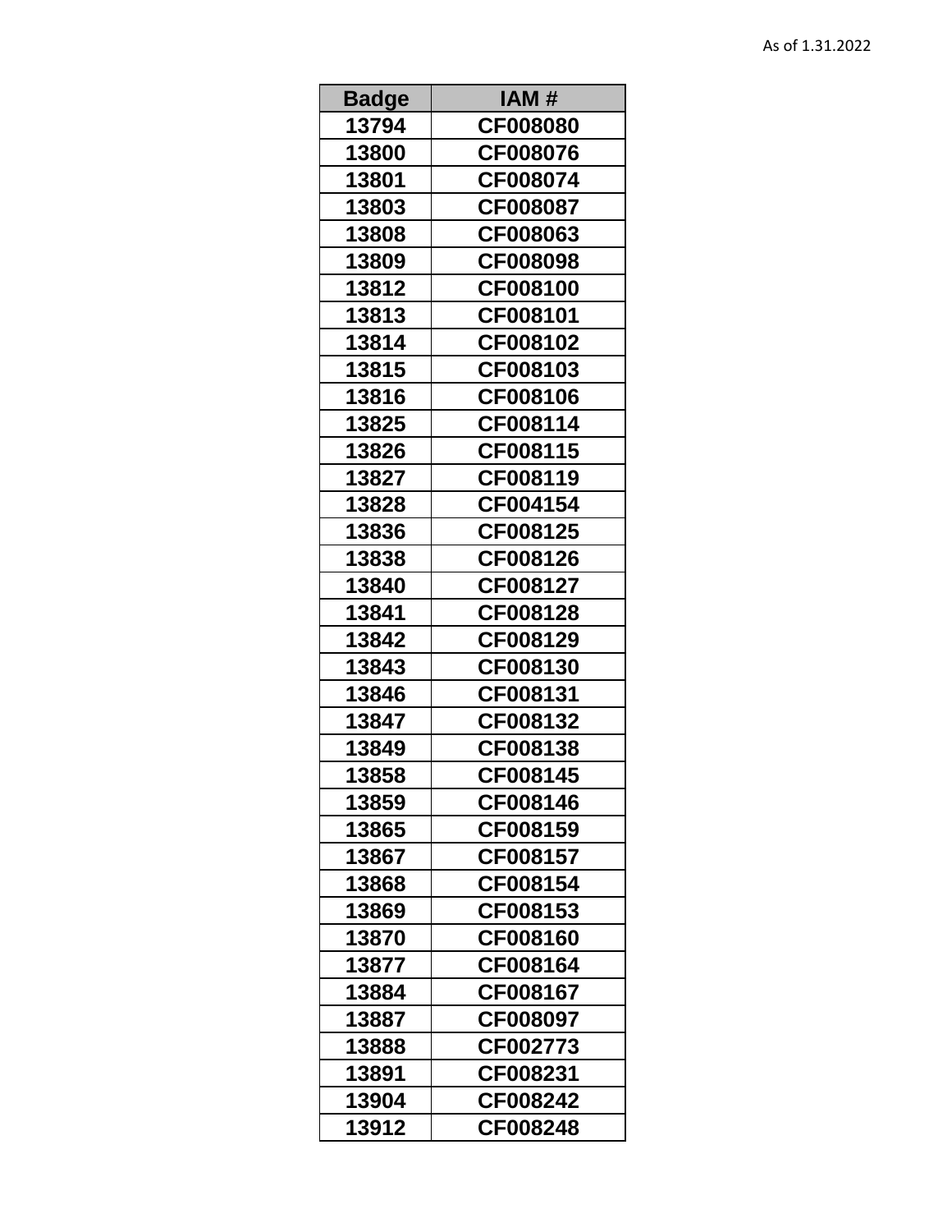As of 1.31.2022

| Badge | IAM # |
|---|---|
| 13794 | CF008080 |
| 13800 | CF008076 |
| 13801 | CF008074 |
| 13803 | CF008087 |
| 13808 | CF008063 |
| 13809 | CF008098 |
| 13812 | CF008100 |
| 13813 | CF008101 |
| 13814 | CF008102 |
| 13815 | CF008103 |
| 13816 | CF008106 |
| 13825 | CF008114 |
| 13826 | CF008115 |
| 13827 | CF008119 |
| 13828 | CF004154 |
| 13836 | CF008125 |
| 13838 | CF008126 |
| 13840 | CF008127 |
| 13841 | CF008128 |
| 13842 | CF008129 |
| 13843 | CF008130 |
| 13846 | CF008131 |
| 13847 | CF008132 |
| 13849 | CF008138 |
| 13858 | CF008145 |
| 13859 | CF008146 |
| 13865 | CF008159 |
| 13867 | CF008157 |
| 13868 | CF008154 |
| 13869 | CF008153 |
| 13870 | CF008160 |
| 13877 | CF008164 |
| 13884 | CF008167 |
| 13887 | CF008097 |
| 13888 | CF002773 |
| 13891 | CF008231 |
| 13904 | CF008242 |
| 13912 | CF008248 |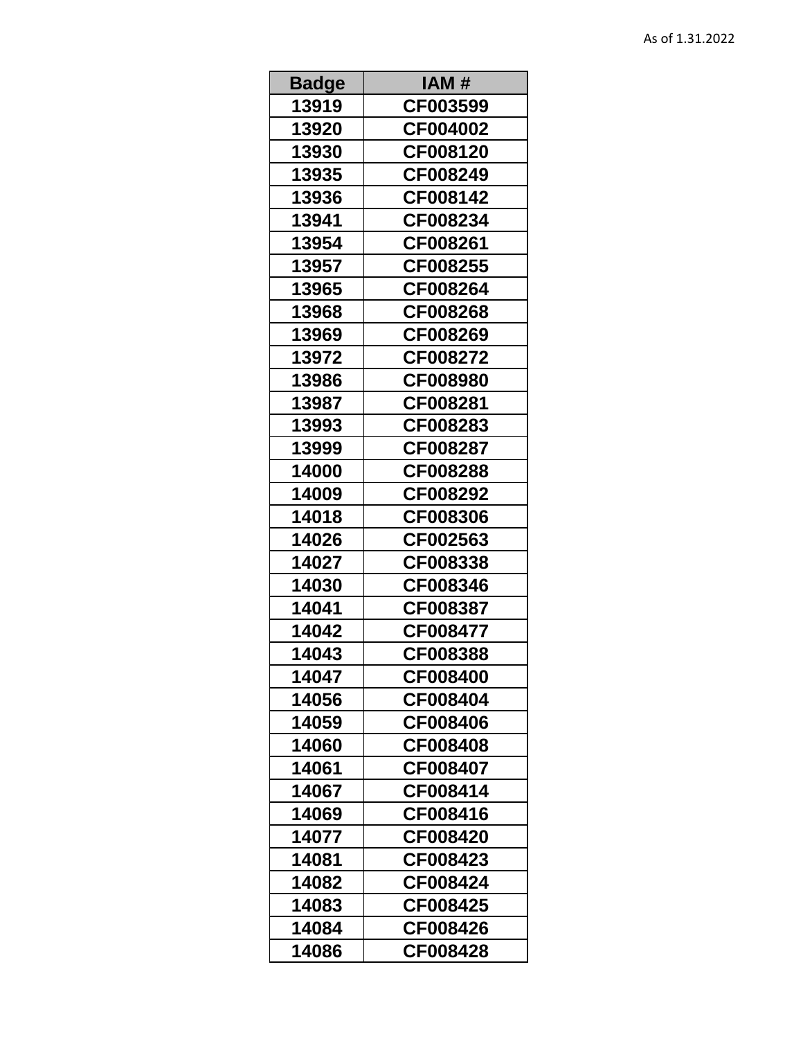As of 1.31.2022

| Badge | IAM # |
| --- | --- |
| 13919 | CF003599 |
| 13920 | CF004002 |
| 13930 | CF008120 |
| 13935 | CF008249 |
| 13936 | CF008142 |
| 13941 | CF008234 |
| 13954 | CF008261 |
| 13957 | CF008255 |
| 13965 | CF008264 |
| 13968 | CF008268 |
| 13969 | CF008269 |
| 13972 | CF008272 |
| 13986 | CF008980 |
| 13987 | CF008281 |
| 13993 | CF008283 |
| 13999 | CF008287 |
| 14000 | CF008288 |
| 14009 | CF008292 |
| 14018 | CF008306 |
| 14026 | CF002563 |
| 14027 | CF008338 |
| 14030 | CF008346 |
| 14041 | CF008387 |
| 14042 | CF008477 |
| 14043 | CF008388 |
| 14047 | CF008400 |
| 14056 | CF008404 |
| 14059 | CF008406 |
| 14060 | CF008408 |
| 14061 | CF008407 |
| 14067 | CF008414 |
| 14069 | CF008416 |
| 14077 | CF008420 |
| 14081 | CF008423 |
| 14082 | CF008424 |
| 14083 | CF008425 |
| 14084 | CF008426 |
| 14086 | CF008428 |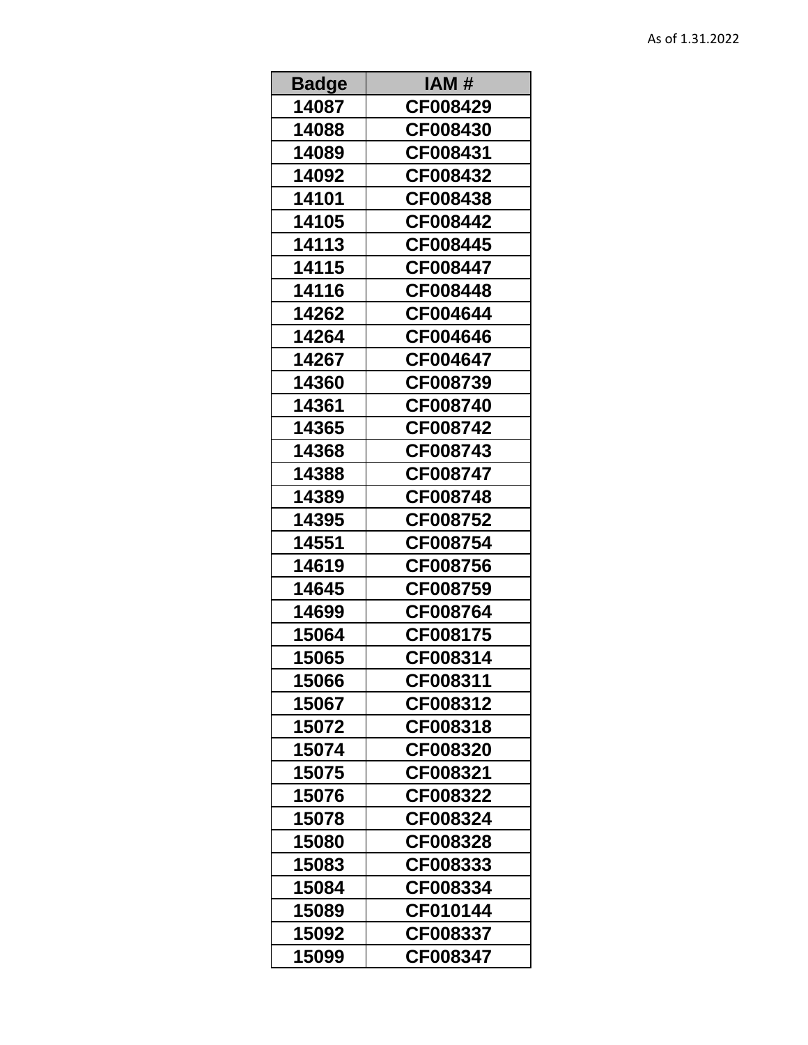As of 1.31.2022

| Badge | IAM # |
|---|---|
| 14087 | CF008429 |
| 14088 | CF008430 |
| 14089 | CF008431 |
| 14092 | CF008432 |
| 14101 | CF008438 |
| 14105 | CF008442 |
| 14113 | CF008445 |
| 14115 | CF008447 |
| 14116 | CF008448 |
| 14262 | CF004644 |
| 14264 | CF004646 |
| 14267 | CF004647 |
| 14360 | CF008739 |
| 14361 | CF008740 |
| 14365 | CF008742 |
| 14368 | CF008743 |
| 14388 | CF008747 |
| 14389 | CF008748 |
| 14395 | CF008752 |
| 14551 | CF008754 |
| 14619 | CF008756 |
| 14645 | CF008759 |
| 14699 | CF008764 |
| 15064 | CF008175 |
| 15065 | CF008314 |
| 15066 | CF008311 |
| 15067 | CF008312 |
| 15072 | CF008318 |
| 15074 | CF008320 |
| 15075 | CF008321 |
| 15076 | CF008322 |
| 15078 | CF008324 |
| 15080 | CF008328 |
| 15083 | CF008333 |
| 15084 | CF008334 |
| 15089 | CF010144 |
| 15092 | CF008337 |
| 15099 | CF008347 |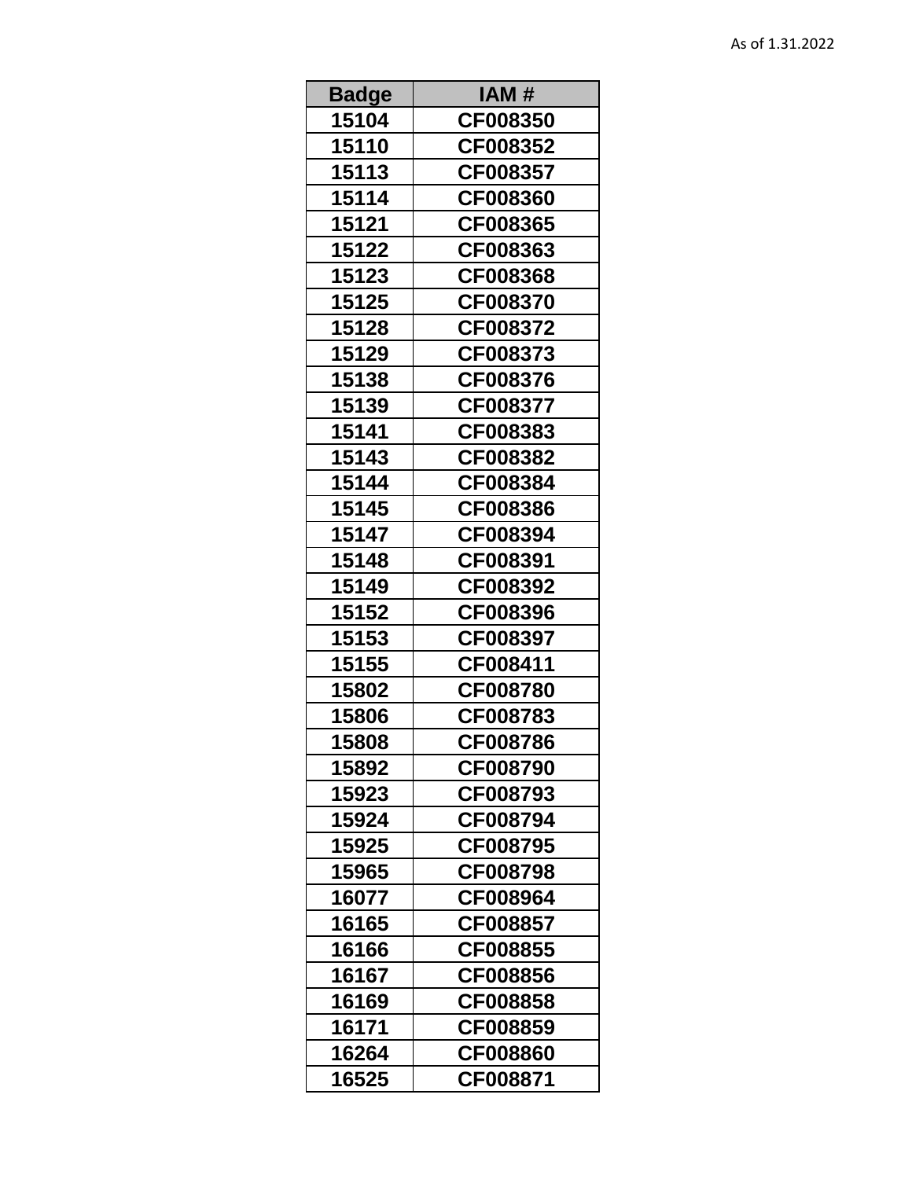As of 1.31.2022

| Badge | IAM # |
|---|---|
| 15104 | CF008350 |
| 15110 | CF008352 |
| 15113 | CF008357 |
| 15114 | CF008360 |
| 15121 | CF008365 |
| 15122 | CF008363 |
| 15123 | CF008368 |
| 15125 | CF008370 |
| 15128 | CF008372 |
| 15129 | CF008373 |
| 15138 | CF008376 |
| 15139 | CF008377 |
| 15141 | CF008383 |
| 15143 | CF008382 |
| 15144 | CF008384 |
| 15145 | CF008386 |
| 15147 | CF008394 |
| 15148 | CF008391 |
| 15149 | CF008392 |
| 15152 | CF008396 |
| 15153 | CF008397 |
| 15155 | CF008411 |
| 15802 | CF008780 |
| 15806 | CF008783 |
| 15808 | CF008786 |
| 15892 | CF008790 |
| 15923 | CF008793 |
| 15924 | CF008794 |
| 15925 | CF008795 |
| 15965 | CF008798 |
| 16077 | CF008964 |
| 16165 | CF008857 |
| 16166 | CF008855 |
| 16167 | CF008856 |
| 16169 | CF008858 |
| 16171 | CF008859 |
| 16264 | CF008860 |
| 16525 | CF008871 |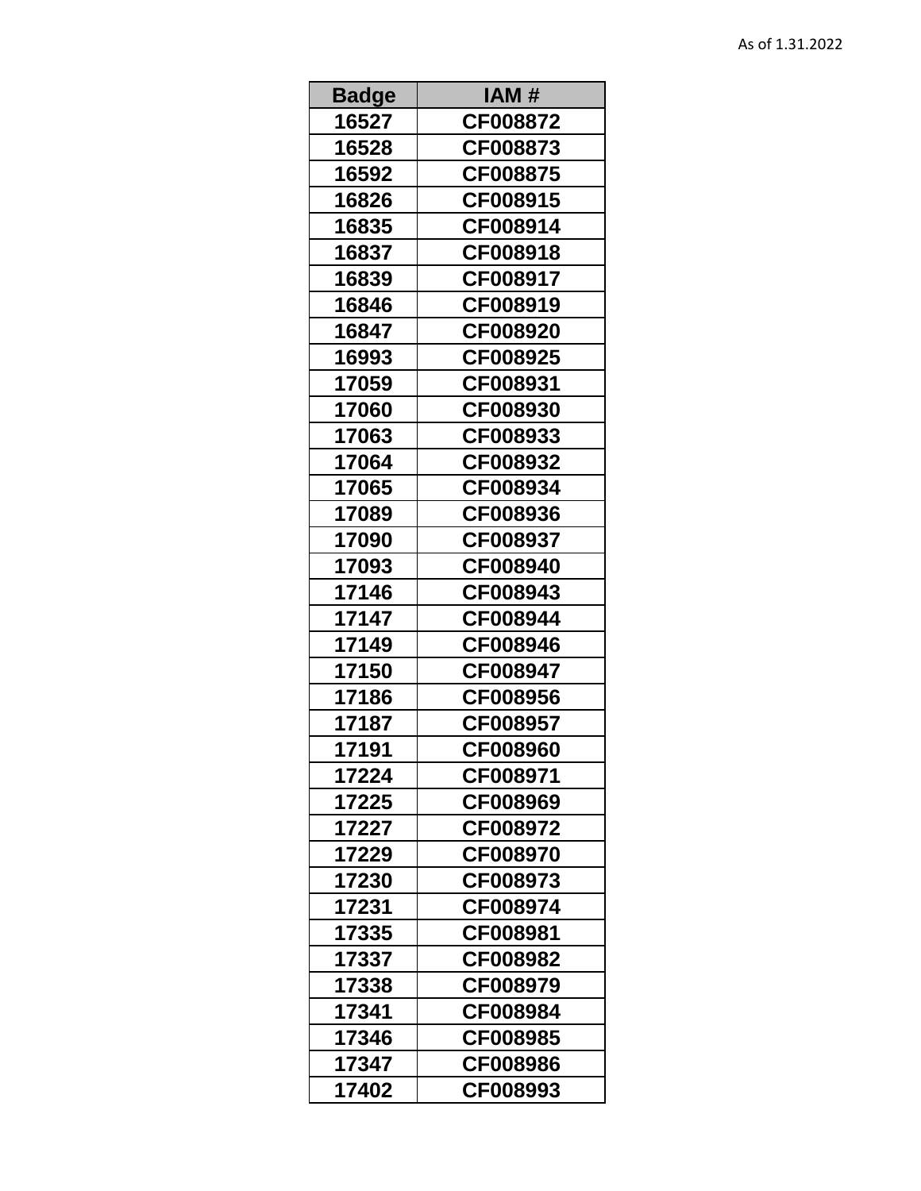As of 1.31.2022

| Badge | IAM # |
|---|---|
| 16527 | CF008872 |
| 16528 | CF008873 |
| 16592 | CF008875 |
| 16826 | CF008915 |
| 16835 | CF008914 |
| 16837 | CF008918 |
| 16839 | CF008917 |
| 16846 | CF008919 |
| 16847 | CF008920 |
| 16993 | CF008925 |
| 17059 | CF008931 |
| 17060 | CF008930 |
| 17063 | CF008933 |
| 17064 | CF008932 |
| 17065 | CF008934 |
| 17089 | CF008936 |
| 17090 | CF008937 |
| 17093 | CF008940 |
| 17146 | CF008943 |
| 17147 | CF008944 |
| 17149 | CF008946 |
| 17150 | CF008947 |
| 17186 | CF008956 |
| 17187 | CF008957 |
| 17191 | CF008960 |
| 17224 | CF008971 |
| 17225 | CF008969 |
| 17227 | CF008972 |
| 17229 | CF008970 |
| 17230 | CF008973 |
| 17231 | CF008974 |
| 17335 | CF008981 |
| 17337 | CF008982 |
| 17338 | CF008979 |
| 17341 | CF008984 |
| 17346 | CF008985 |
| 17347 | CF008986 |
| 17402 | CF008993 |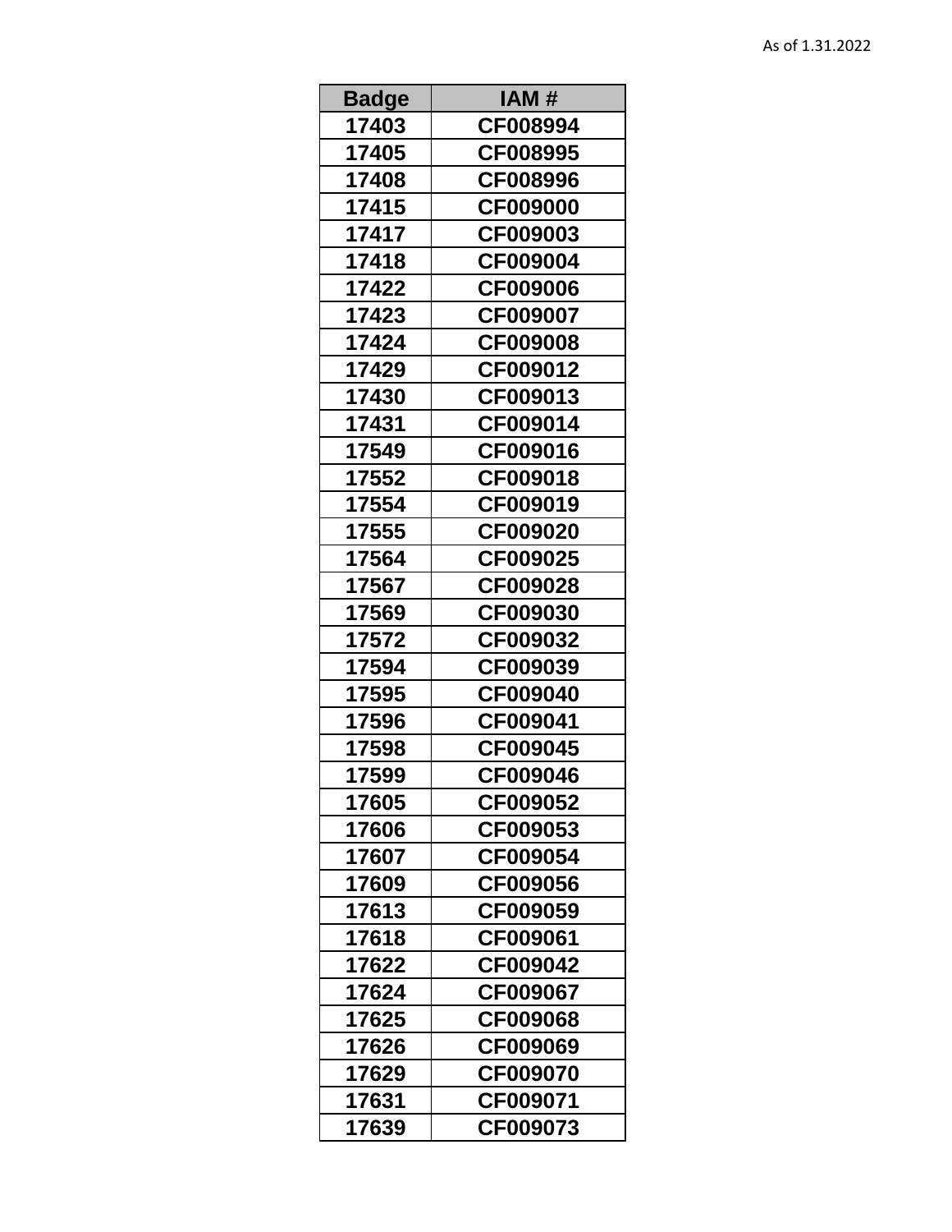As of 1.31.2022

| Badge | IAM # |
|---|---|
| 17403 | CF008994 |
| 17405 | CF008995 |
| 17408 | CF008996 |
| 17415 | CF009000 |
| 17417 | CF009003 |
| 17418 | CF009004 |
| 17422 | CF009006 |
| 17423 | CF009007 |
| 17424 | CF009008 |
| 17429 | CF009012 |
| 17430 | CF009013 |
| 17431 | CF009014 |
| 17549 | CF009016 |
| 17552 | CF009018 |
| 17554 | CF009019 |
| 17555 | CF009020 |
| 17564 | CF009025 |
| 17567 | CF009028 |
| 17569 | CF009030 |
| 17572 | CF009032 |
| 17594 | CF009039 |
| 17595 | CF009040 |
| 17596 | CF009041 |
| 17598 | CF009045 |
| 17599 | CF009046 |
| 17605 | CF009052 |
| 17606 | CF009053 |
| 17607 | CF009054 |
| 17609 | CF009056 |
| 17613 | CF009059 |
| 17618 | CF009061 |
| 17622 | CF009042 |
| 17624 | CF009067 |
| 17625 | CF009068 |
| 17626 | CF009069 |
| 17629 | CF009070 |
| 17631 | CF009071 |
| 17639 | CF009073 |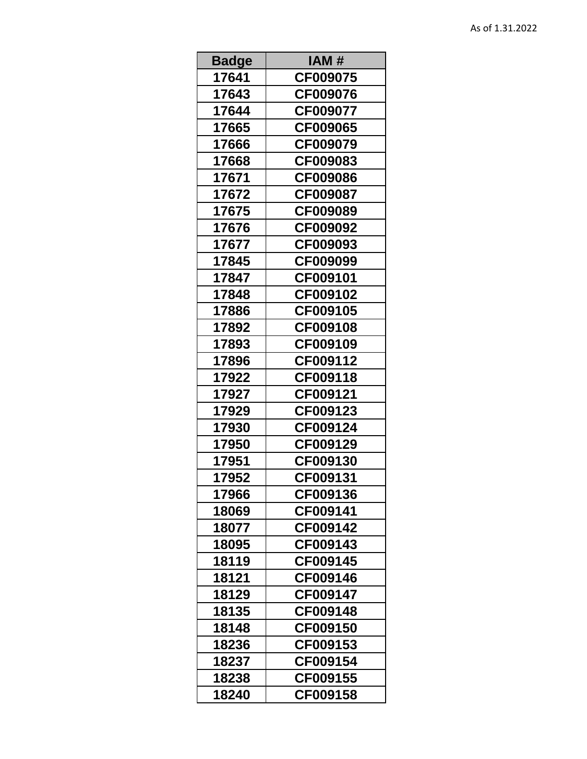As of 1.31.2022

| Badge | IAM # |
|---|---|
| 17641 | CF009075 |
| 17643 | CF009076 |
| 17644 | CF009077 |
| 17665 | CF009065 |
| 17666 | CF009079 |
| 17668 | CF009083 |
| 17671 | CF009086 |
| 17672 | CF009087 |
| 17675 | CF009089 |
| 17676 | CF009092 |
| 17677 | CF009093 |
| 17845 | CF009099 |
| 17847 | CF009101 |
| 17848 | CF009102 |
| 17886 | CF009105 |
| 17892 | CF009108 |
| 17893 | CF009109 |
| 17896 | CF009112 |
| 17922 | CF009118 |
| 17927 | CF009121 |
| 17929 | CF009123 |
| 17930 | CF009124 |
| 17950 | CF009129 |
| 17951 | CF009130 |
| 17952 | CF009131 |
| 17966 | CF009136 |
| 18069 | CF009141 |
| 18077 | CF009142 |
| 18095 | CF009143 |
| 18119 | CF009145 |
| 18121 | CF009146 |
| 18129 | CF009147 |
| 18135 | CF009148 |
| 18148 | CF009150 |
| 18236 | CF009153 |
| 18237 | CF009154 |
| 18238 | CF009155 |
| 18240 | CF009158 |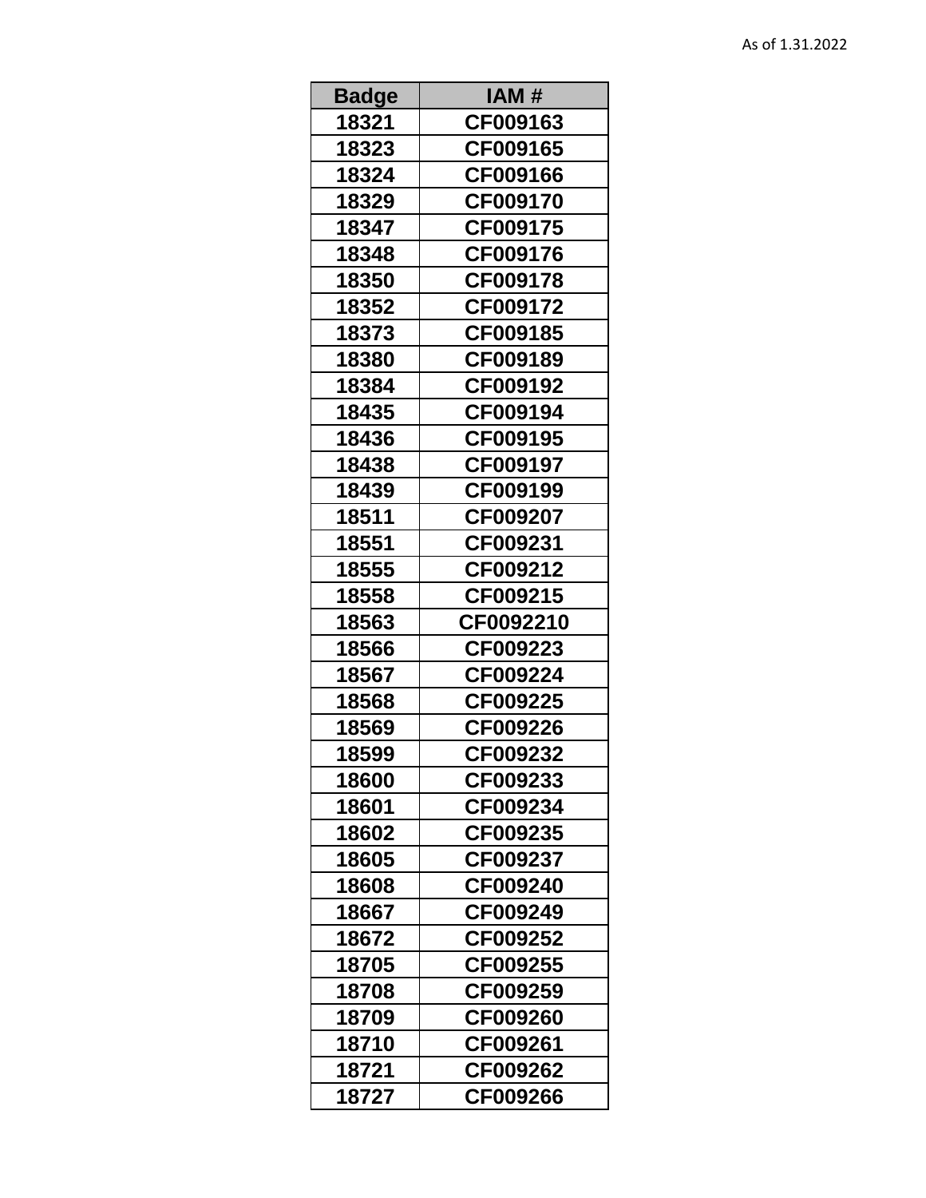As of 1.31.2022

| Badge | IAM # |
|---|---|
| 18321 | CF009163 |
| 18323 | CF009165 |
| 18324 | CF009166 |
| 18329 | CF009170 |
| 18347 | CF009175 |
| 18348 | CF009176 |
| 18350 | CF009178 |
| 18352 | CF009172 |
| 18373 | CF009185 |
| 18380 | CF009189 |
| 18384 | CF009192 |
| 18435 | CF009194 |
| 18436 | CF009195 |
| 18438 | CF009197 |
| 18439 | CF009199 |
| 18511 | CF009207 |
| 18551 | CF009231 |
| 18555 | CF009212 |
| 18558 | CF009215 |
| 18563 | CF0092210 |
| 18566 | CF009223 |
| 18567 | CF009224 |
| 18568 | CF009225 |
| 18569 | CF009226 |
| 18599 | CF009232 |
| 18600 | CF009233 |
| 18601 | CF009234 |
| 18602 | CF009235 |
| 18605 | CF009237 |
| 18608 | CF009240 |
| 18667 | CF009249 |
| 18672 | CF009252 |
| 18705 | CF009255 |
| 18708 | CF009259 |
| 18709 | CF009260 |
| 18710 | CF009261 |
| 18721 | CF009262 |
| 18727 | CF009266 |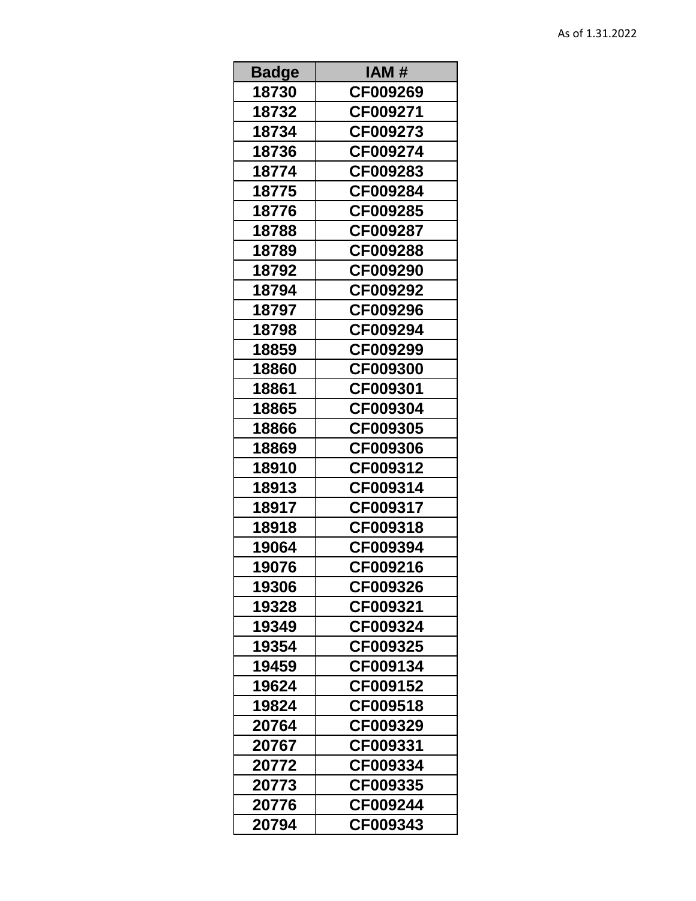As of 1.31.2022

| Badge | IAM # |
| --- | --- |
| 18730 | CF009269 |
| 18732 | CF009271 |
| 18734 | CF009273 |
| 18736 | CF009274 |
| 18774 | CF009283 |
| 18775 | CF009284 |
| 18776 | CF009285 |
| 18788 | CF009287 |
| 18789 | CF009288 |
| 18792 | CF009290 |
| 18794 | CF009292 |
| 18797 | CF009296 |
| 18798 | CF009294 |
| 18859 | CF009299 |
| 18860 | CF009300 |
| 18861 | CF009301 |
| 18865 | CF009304 |
| 18866 | CF009305 |
| 18869 | CF009306 |
| 18910 | CF009312 |
| 18913 | CF009314 |
| 18917 | CF009317 |
| 18918 | CF009318 |
| 19064 | CF009394 |
| 19076 | CF009216 |
| 19306 | CF009326 |
| 19328 | CF009321 |
| 19349 | CF009324 |
| 19354 | CF009325 |
| 19459 | CF009134 |
| 19624 | CF009152 |
| 19824 | CF009518 |
| 20764 | CF009329 |
| 20767 | CF009331 |
| 20772 | CF009334 |
| 20773 | CF009335 |
| 20776 | CF009244 |
| 20794 | CF009343 |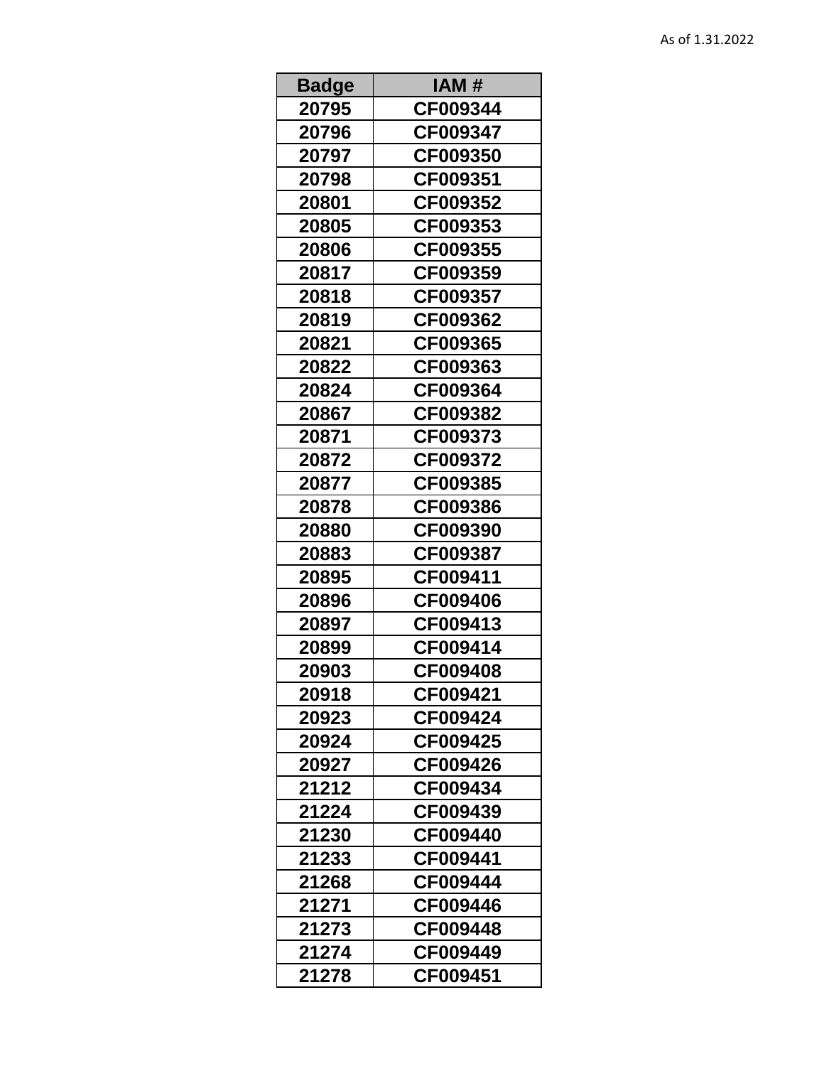As of 1.31.2022

| Badge | IAM # |
| --- | --- |
| 20795 | CF009344 |
| 20796 | CF009347 |
| 20797 | CF009350 |
| 20798 | CF009351 |
| 20801 | CF009352 |
| 20805 | CF009353 |
| 20806 | CF009355 |
| 20817 | CF009359 |
| 20818 | CF009357 |
| 20819 | CF009362 |
| 20821 | CF009365 |
| 20822 | CF009363 |
| 20824 | CF009364 |
| 20867 | CF009382 |
| 20871 | CF009373 |
| 20872 | CF009372 |
| 20877 | CF009385 |
| 20878 | CF009386 |
| 20880 | CF009390 |
| 20883 | CF009387 |
| 20895 | CF009411 |
| 20896 | CF009406 |
| 20897 | CF009413 |
| 20899 | CF009414 |
| 20903 | CF009408 |
| 20918 | CF009421 |
| 20923 | CF009424 |
| 20924 | CF009425 |
| 20927 | CF009426 |
| 21212 | CF009434 |
| 21224 | CF009439 |
| 21230 | CF009440 |
| 21233 | CF009441 |
| 21268 | CF009444 |
| 21271 | CF009446 |
| 21273 | CF009448 |
| 21274 | CF009449 |
| 21278 | CF009451 |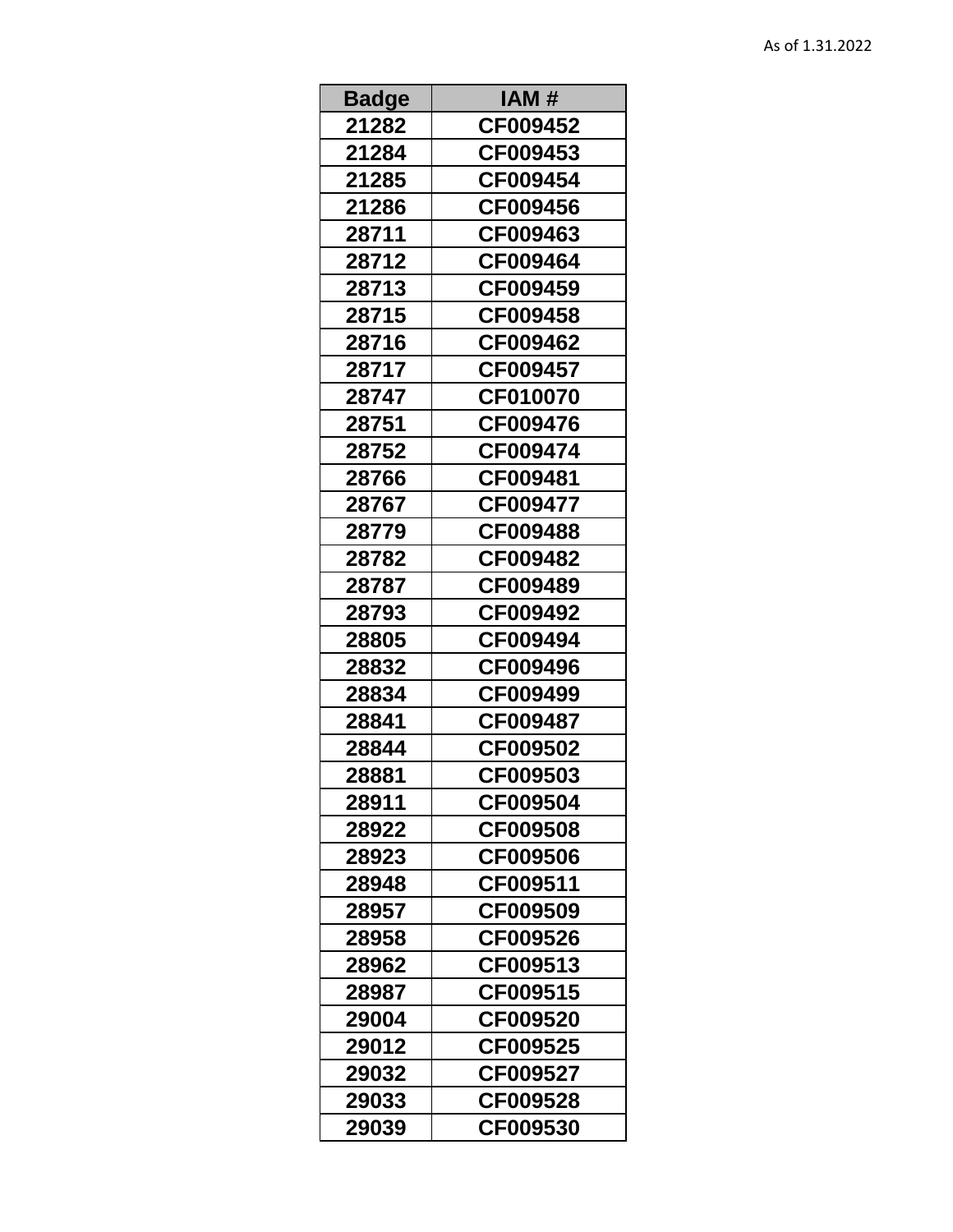As of 1.31.2022

| Badge | IAM # |
| --- | --- |
| 21282 | CF009452 |
| 21284 | CF009453 |
| 21285 | CF009454 |
| 21286 | CF009456 |
| 28711 | CF009463 |
| 28712 | CF009464 |
| 28713 | CF009459 |
| 28715 | CF009458 |
| 28716 | CF009462 |
| 28717 | CF009457 |
| 28747 | CF010070 |
| 28751 | CF009476 |
| 28752 | CF009474 |
| 28766 | CF009481 |
| 28767 | CF009477 |
| 28779 | CF009488 |
| 28782 | CF009482 |
| 28787 | CF009489 |
| 28793 | CF009492 |
| 28805 | CF009494 |
| 28832 | CF009496 |
| 28834 | CF009499 |
| 28841 | CF009487 |
| 28844 | CF009502 |
| 28881 | CF009503 |
| 28911 | CF009504 |
| 28922 | CF009508 |
| 28923 | CF009506 |
| 28948 | CF009511 |
| 28957 | CF009509 |
| 28958 | CF009526 |
| 28962 | CF009513 |
| 28987 | CF009515 |
| 29004 | CF009520 |
| 29012 | CF009525 |
| 29032 | CF009527 |
| 29033 | CF009528 |
| 29039 | CF009530 |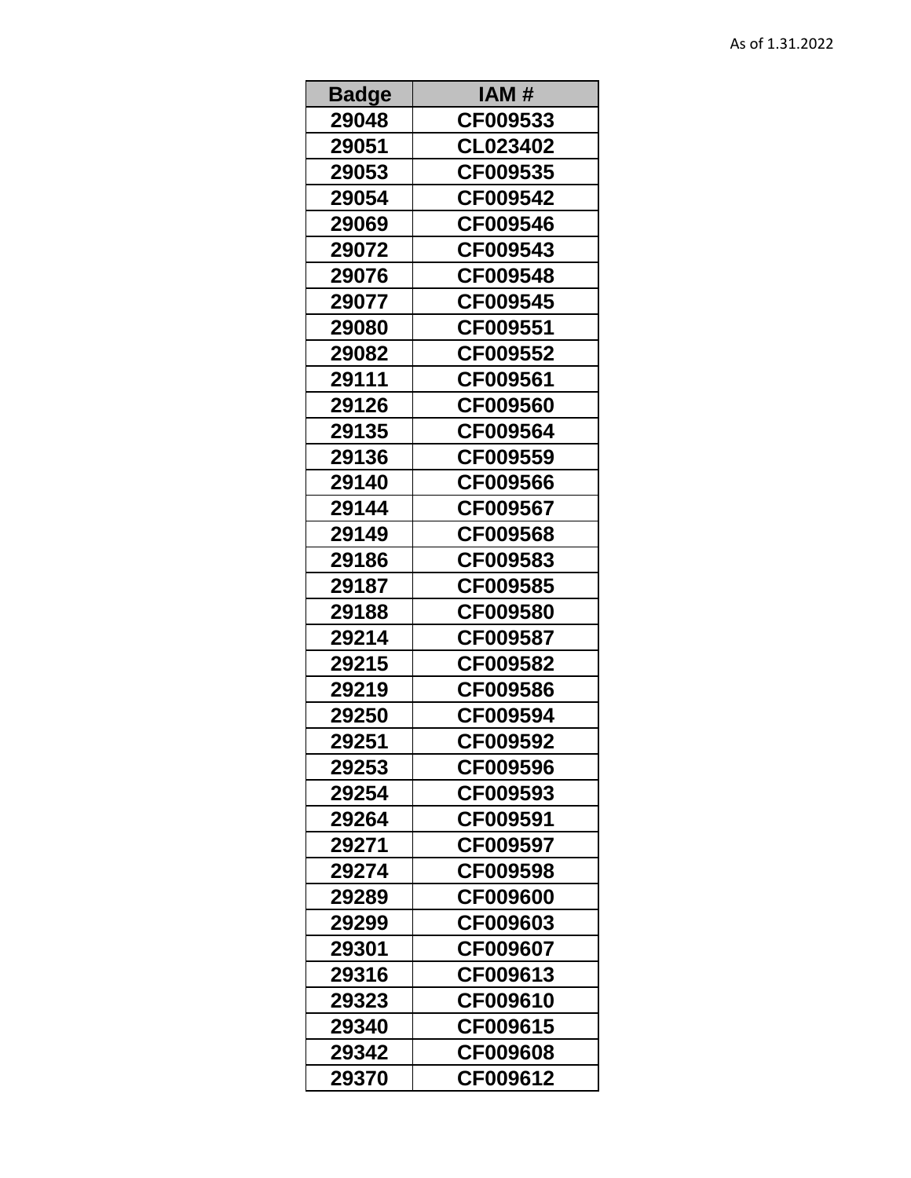As of 1.31.2022

| Badge | IAM # |
|---|---|
| 29048 | CF009533 |
| 29051 | CL023402 |
| 29053 | CF009535 |
| 29054 | CF009542 |
| 29069 | CF009546 |
| 29072 | CF009543 |
| 29076 | CF009548 |
| 29077 | CF009545 |
| 29080 | CF009551 |
| 29082 | CF009552 |
| 29111 | CF009561 |
| 29126 | CF009560 |
| 29135 | CF009564 |
| 29136 | CF009559 |
| 29140 | CF009566 |
| 29144 | CF009567 |
| 29149 | CF009568 |
| 29186 | CF009583 |
| 29187 | CF009585 |
| 29188 | CF009580 |
| 29214 | CF009587 |
| 29215 | CF009582 |
| 29219 | CF009586 |
| 29250 | CF009594 |
| 29251 | CF009592 |
| 29253 | CF009596 |
| 29254 | CF009593 |
| 29264 | CF009591 |
| 29271 | CF009597 |
| 29274 | CF009598 |
| 29289 | CF009600 |
| 29299 | CF009603 |
| 29301 | CF009607 |
| 29316 | CF009613 |
| 29323 | CF009610 |
| 29340 | CF009615 |
| 29342 | CF009608 |
| 29370 | CF009612 |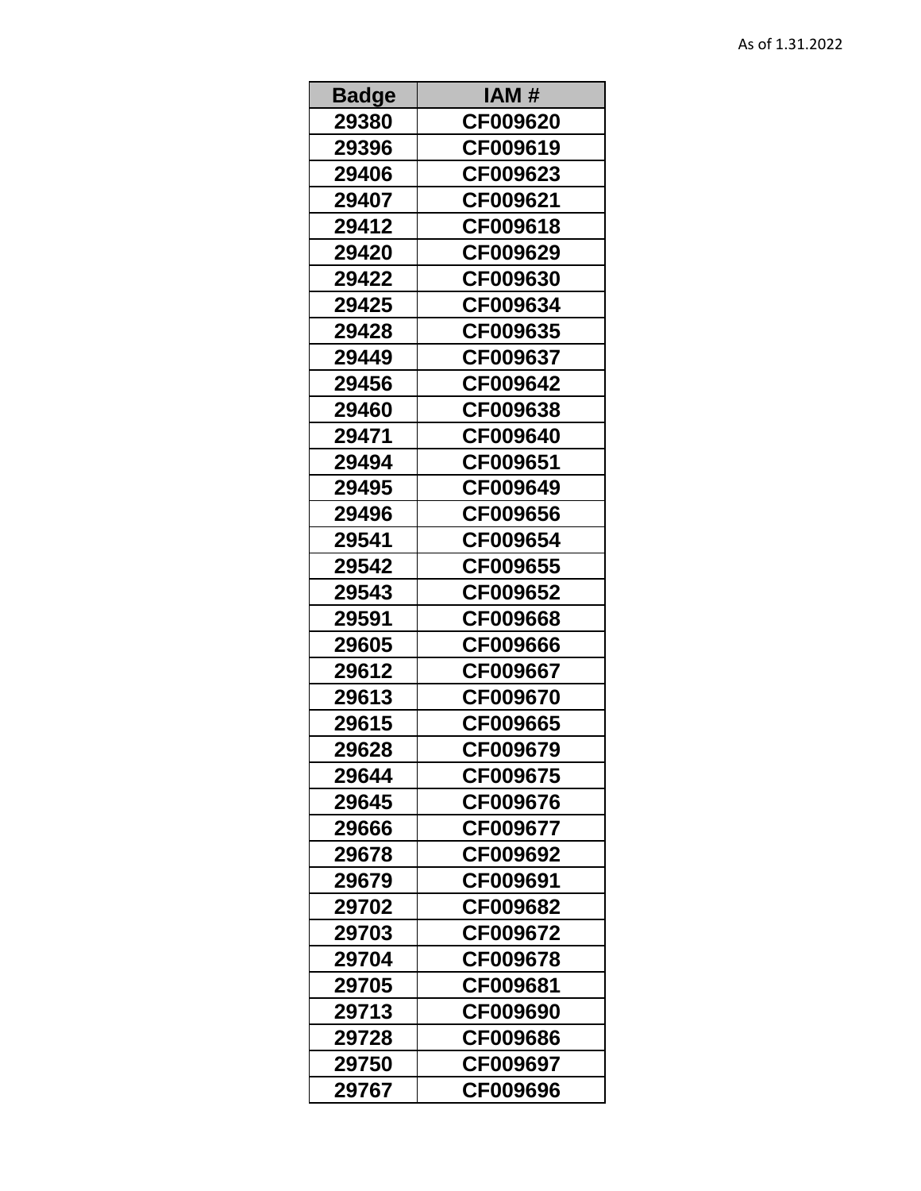As of 1.31.2022

| Badge | IAM # |
|---|---|
| 29380 | CF009620 |
| 29396 | CF009619 |
| 29406 | CF009623 |
| 29407 | CF009621 |
| 29412 | CF009618 |
| 29420 | CF009629 |
| 29422 | CF009630 |
| 29425 | CF009634 |
| 29428 | CF009635 |
| 29449 | CF009637 |
| 29456 | CF009642 |
| 29460 | CF009638 |
| 29471 | CF009640 |
| 29494 | CF009651 |
| 29495 | CF009649 |
| 29496 | CF009656 |
| 29541 | CF009654 |
| 29542 | CF009655 |
| 29543 | CF009652 |
| 29591 | CF009668 |
| 29605 | CF009666 |
| 29612 | CF009667 |
| 29613 | CF009670 |
| 29615 | CF009665 |
| 29628 | CF009679 |
| 29644 | CF009675 |
| 29645 | CF009676 |
| 29666 | CF009677 |
| 29678 | CF009692 |
| 29679 | CF009691 |
| 29702 | CF009682 |
| 29703 | CF009672 |
| 29704 | CF009678 |
| 29705 | CF009681 |
| 29713 | CF009690 |
| 29728 | CF009686 |
| 29750 | CF009697 |
| 29767 | CF009696 |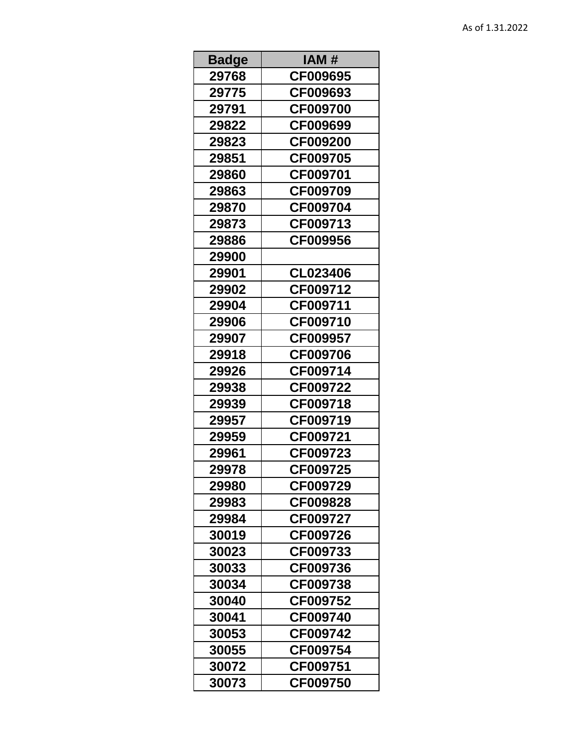As of 1.31.2022

| Badge | IAM # |
|---|---|
| 29768 | CF009695 |
| 29775 | CF009693 |
| 29791 | CF009700 |
| 29822 | CF009699 |
| 29823 | CF009200 |
| 29851 | CF009705 |
| 29860 | CF009701 |
| 29863 | CF009709 |
| 29870 | CF009704 |
| 29873 | CF009713 |
| 29886 | CF009956 |
| 29900 | |
| 29901 | CL023406 |
| 29902 | CF009712 |
| 29904 | CF009711 |
| 29906 | CF009710 |
| 29907 | CF009957 |
| 29918 | CF009706 |
| 29926 | CF009714 |
| 29938 | CF009722 |
| 29939 | CF009718 |
| 29957 | CF009719 |
| 29959 | CF009721 |
| 29961 | CF009723 |
| 29978 | CF009725 |
| 29980 | CF009729 |
| 29983 | CF009828 |
| 29984 | CF009727 |
| 30019 | CF009726 |
| 30023 | CF009733 |
| 30033 | CF009736 |
| 30034 | CF009738 |
| 30040 | CF009752 |
| 30041 | CF009740 |
| 30053 | CF009742 |
| 30055 | CF009754 |
| 30072 | CF009751 |
| 30073 | CF009750 |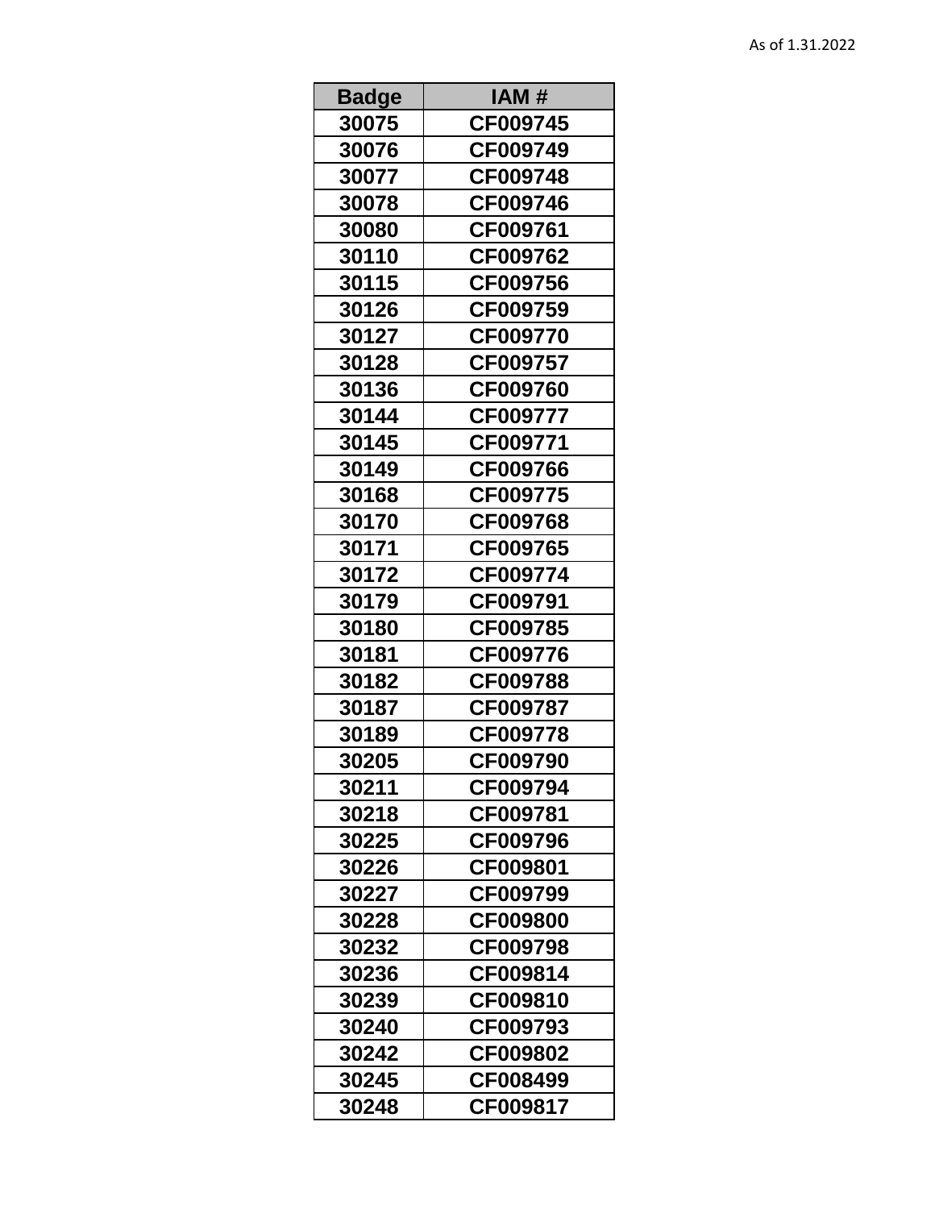As of 1.31.2022

| Badge | IAM # |
|---|---|
| 30075 | CF009745 |
| 30076 | CF009749 |
| 30077 | CF009748 |
| 30078 | CF009746 |
| 30080 | CF009761 |
| 30110 | CF009762 |
| 30115 | CF009756 |
| 30126 | CF009759 |
| 30127 | CF009770 |
| 30128 | CF009757 |
| 30136 | CF009760 |
| 30144 | CF009777 |
| 30145 | CF009771 |
| 30149 | CF009766 |
| 30168 | CF009775 |
| 30170 | CF009768 |
| 30171 | CF009765 |
| 30172 | CF009774 |
| 30179 | CF009791 |
| 30180 | CF009785 |
| 30181 | CF009776 |
| 30182 | CF009788 |
| 30187 | CF009787 |
| 30189 | CF009778 |
| 30205 | CF009790 |
| 30211 | CF009794 |
| 30218 | CF009781 |
| 30225 | CF009796 |
| 30226 | CF009801 |
| 30227 | CF009799 |
| 30228 | CF009800 |
| 30232 | CF009798 |
| 30236 | CF009814 |
| 30239 | CF009810 |
| 30240 | CF009793 |
| 30242 | CF009802 |
| 30245 | CF008499 |
| 30248 | CF009817 |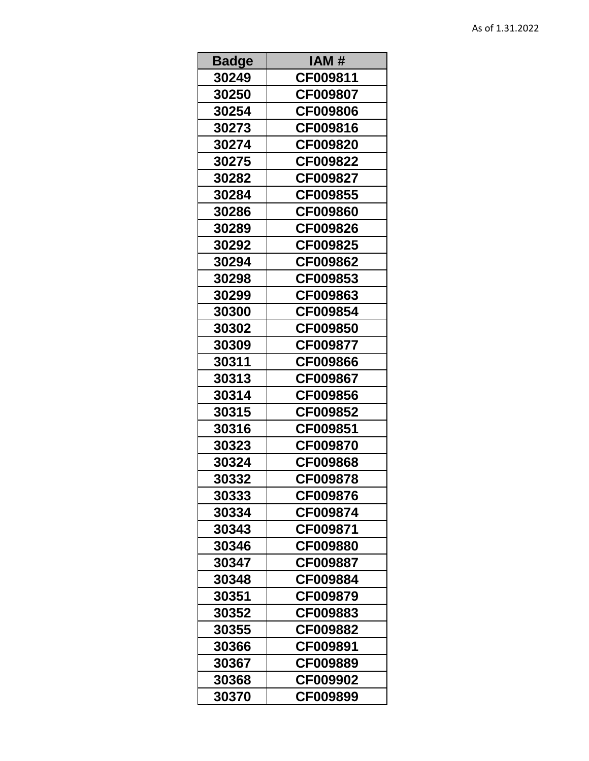As of 1.31.2022

| Badge | IAM # |
|---|---|
| 30249 | CF009811 |
| 30250 | CF009807 |
| 30254 | CF009806 |
| 30273 | CF009816 |
| 30274 | CF009820 |
| 30275 | CF009822 |
| 30282 | CF009827 |
| 30284 | CF009855 |
| 30286 | CF009860 |
| 30289 | CF009826 |
| 30292 | CF009825 |
| 30294 | CF009862 |
| 30298 | CF009853 |
| 30299 | CF009863 |
| 30300 | CF009854 |
| 30302 | CF009850 |
| 30309 | CF009877 |
| 30311 | CF009866 |
| 30313 | CF009867 |
| 30314 | CF009856 |
| 30315 | CF009852 |
| 30316 | CF009851 |
| 30323 | CF009870 |
| 30324 | CF009868 |
| 30332 | CF009878 |
| 30333 | CF009876 |
| 30334 | CF009874 |
| 30343 | CF009871 |
| 30346 | CF009880 |
| 30347 | CF009887 |
| 30348 | CF009884 |
| 30351 | CF009879 |
| 30352 | CF009883 |
| 30355 | CF009882 |
| 30366 | CF009891 |
| 30367 | CF009889 |
| 30368 | CF009902 |
| 30370 | CF009899 |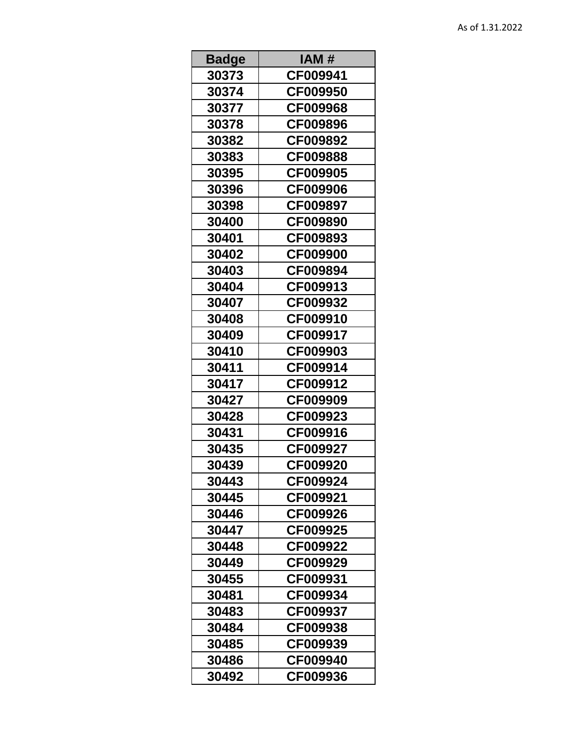As of 1.31.2022

| Badge | IAM # |
|---|---|
| 30373 | CF009941 |
| 30374 | CF009950 |
| 30377 | CF009968 |
| 30378 | CF009896 |
| 30382 | CF009892 |
| 30383 | CF009888 |
| 30395 | CF009905 |
| 30396 | CF009906 |
| 30398 | CF009897 |
| 30400 | CF009890 |
| 30401 | CF009893 |
| 30402 | CF009900 |
| 30403 | CF009894 |
| 30404 | CF009913 |
| 30407 | CF009932 |
| 30408 | CF009910 |
| 30409 | CF009917 |
| 30410 | CF009903 |
| 30411 | CF009914 |
| 30417 | CF009912 |
| 30427 | CF009909 |
| 30428 | CF009923 |
| 30431 | CF009916 |
| 30435 | CF009927 |
| 30439 | CF009920 |
| 30443 | CF009924 |
| 30445 | CF009921 |
| 30446 | CF009926 |
| 30447 | CF009925 |
| 30448 | CF009922 |
| 30449 | CF009929 |
| 30455 | CF009931 |
| 30481 | CF009934 |
| 30483 | CF009937 |
| 30484 | CF009938 |
| 30485 | CF009939 |
| 30486 | CF009940 |
| 30492 | CF009936 |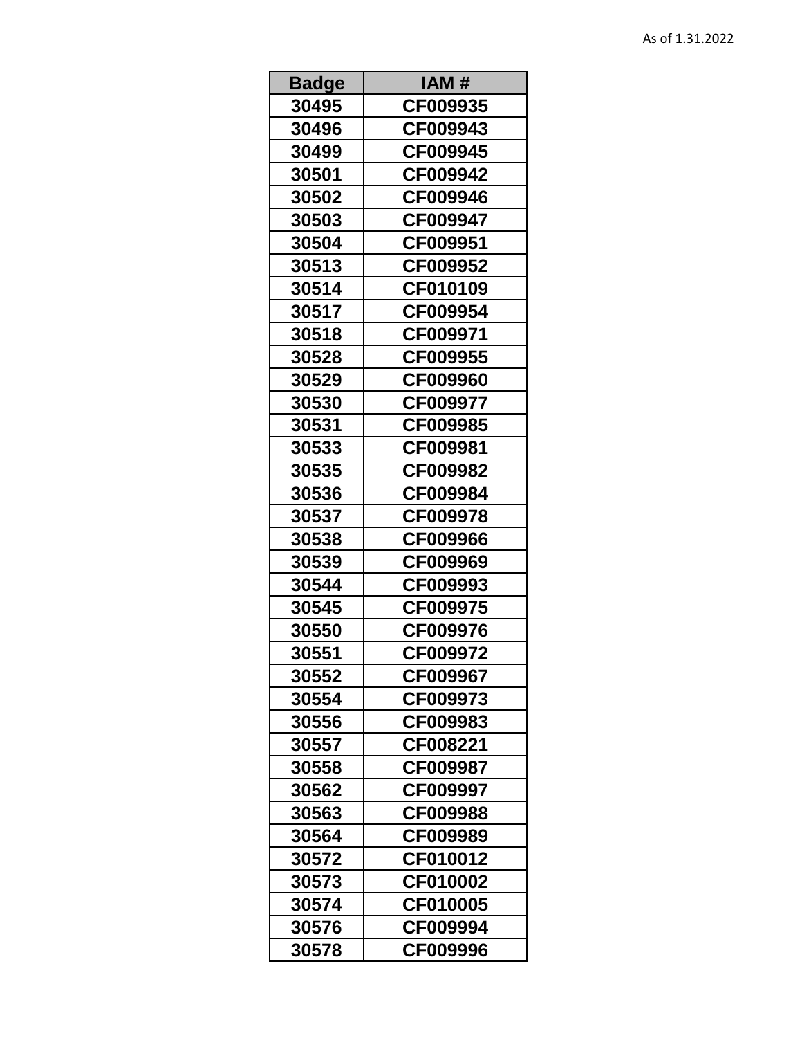As of 1.31.2022

| Badge | IAM # |
|---|---|
| 30495 | CF009935 |
| 30496 | CF009943 |
| 30499 | CF009945 |
| 30501 | CF009942 |
| 30502 | CF009946 |
| 30503 | CF009947 |
| 30504 | CF009951 |
| 30513 | CF009952 |
| 30514 | CF010109 |
| 30517 | CF009954 |
| 30518 | CF009971 |
| 30528 | CF009955 |
| 30529 | CF009960 |
| 30530 | CF009977 |
| 30531 | CF009985 |
| 30533 | CF009981 |
| 30535 | CF009982 |
| 30536 | CF009984 |
| 30537 | CF009978 |
| 30538 | CF009966 |
| 30539 | CF009969 |
| 30544 | CF009993 |
| 30545 | CF009975 |
| 30550 | CF009976 |
| 30551 | CF009972 |
| 30552 | CF009967 |
| 30554 | CF009973 |
| 30556 | CF009983 |
| 30557 | CF008221 |
| 30558 | CF009987 |
| 30562 | CF009997 |
| 30563 | CF009988 |
| 30564 | CF009989 |
| 30572 | CF010012 |
| 30573 | CF010002 |
| 30574 | CF010005 |
| 30576 | CF009994 |
| 30578 | CF009996 |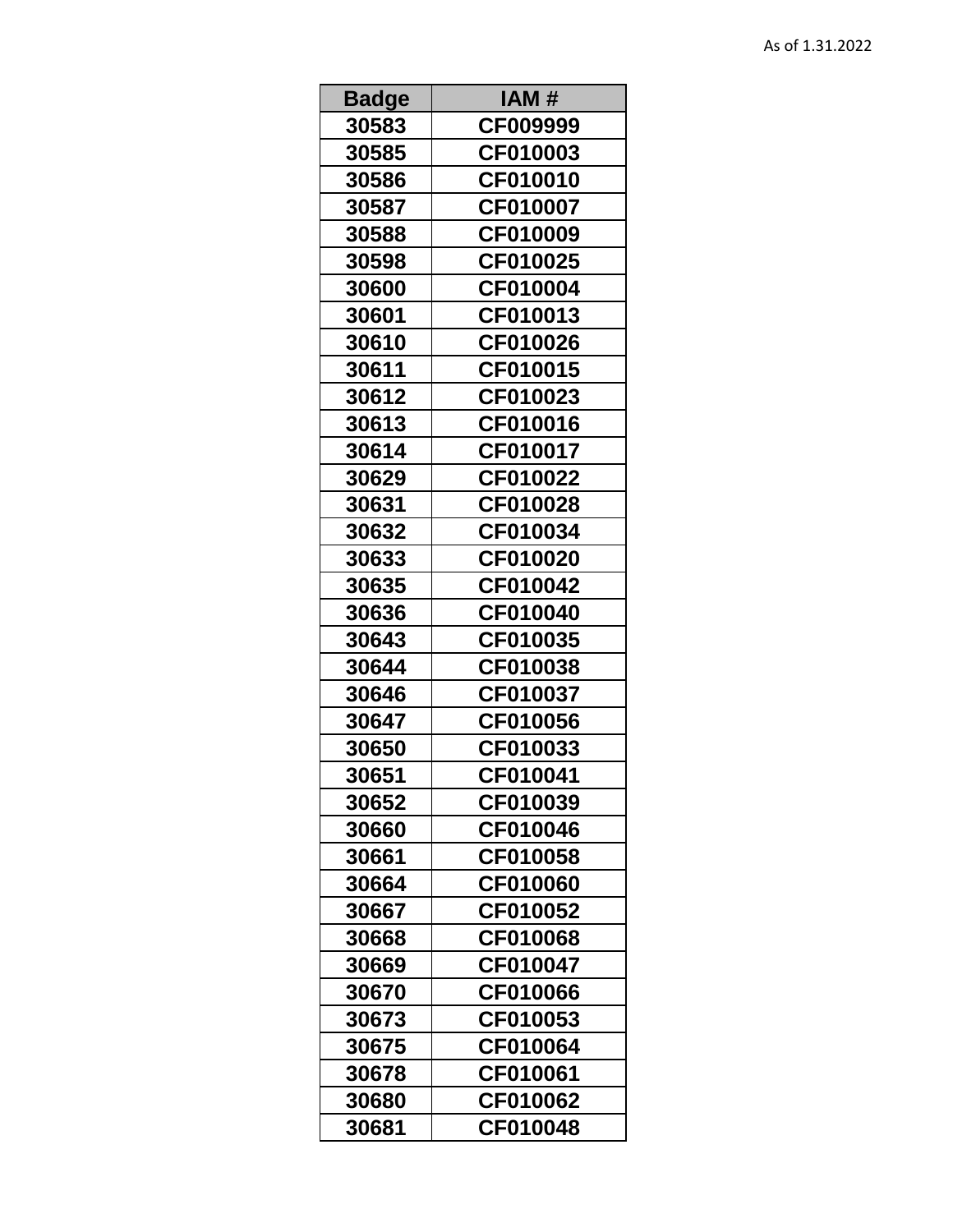As of 1.31.2022

| Badge | IAM # |
| --- | --- |
| 30583 | CF009999 |
| 30585 | CF010003 |
| 30586 | CF010010 |
| 30587 | CF010007 |
| 30588 | CF010009 |
| 30598 | CF010025 |
| 30600 | CF010004 |
| 30601 | CF010013 |
| 30610 | CF010026 |
| 30611 | CF010015 |
| 30612 | CF010023 |
| 30613 | CF010016 |
| 30614 | CF010017 |
| 30629 | CF010022 |
| 30631 | CF010028 |
| 30632 | CF010034 |
| 30633 | CF010020 |
| 30635 | CF010042 |
| 30636 | CF010040 |
| 30643 | CF010035 |
| 30644 | CF010038 |
| 30646 | CF010037 |
| 30647 | CF010056 |
| 30650 | CF010033 |
| 30651 | CF010041 |
| 30652 | CF010039 |
| 30660 | CF010046 |
| 30661 | CF010058 |
| 30664 | CF010060 |
| 30667 | CF010052 |
| 30668 | CF010068 |
| 30669 | CF010047 |
| 30670 | CF010066 |
| 30673 | CF010053 |
| 30675 | CF010064 |
| 30678 | CF010061 |
| 30680 | CF010062 |
| 30681 | CF010048 |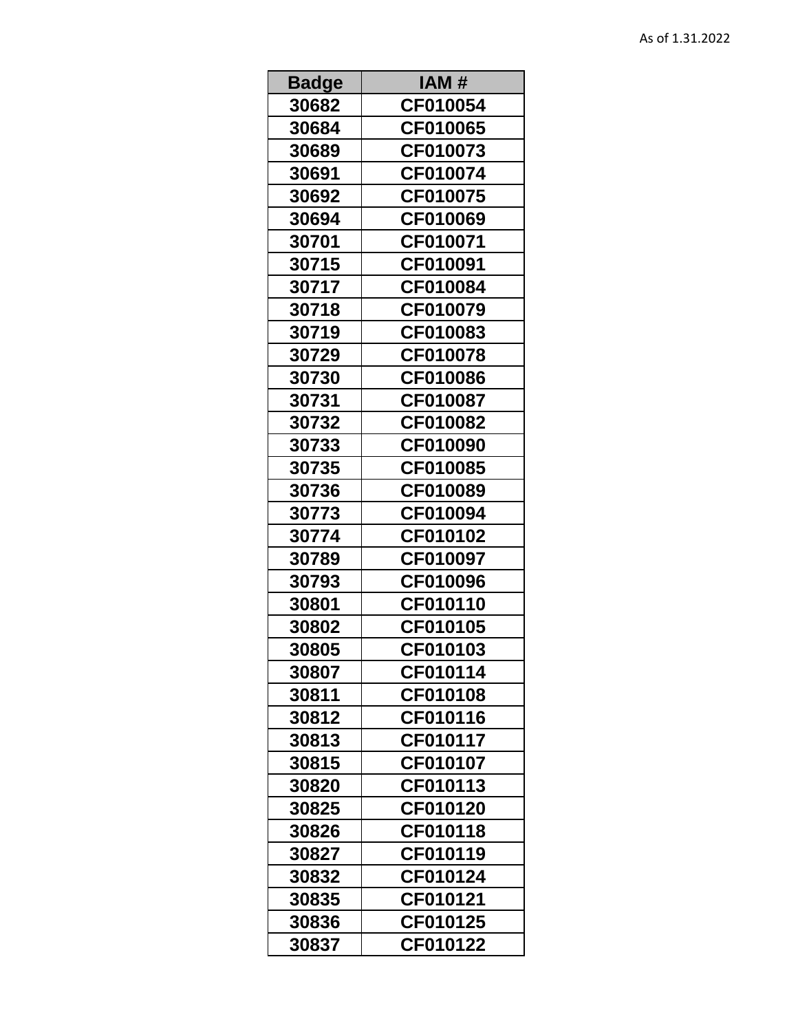As of 1.31.2022

| Badge | IAM # |
|---|---|
| 30682 | CF010054 |
| 30684 | CF010065 |
| 30689 | CF010073 |
| 30691 | CF010074 |
| 30692 | CF010075 |
| 30694 | CF010069 |
| 30701 | CF010071 |
| 30715 | CF010091 |
| 30717 | CF010084 |
| 30718 | CF010079 |
| 30719 | CF010083 |
| 30729 | CF010078 |
| 30730 | CF010086 |
| 30731 | CF010087 |
| 30732 | CF010082 |
| 30733 | CF010090 |
| 30735 | CF010085 |
| 30736 | CF010089 |
| 30773 | CF010094 |
| 30774 | CF010102 |
| 30789 | CF010097 |
| 30793 | CF010096 |
| 30801 | CF010110 |
| 30802 | CF010105 |
| 30805 | CF010103 |
| 30807 | CF010114 |
| 30811 | CF010108 |
| 30812 | CF010116 |
| 30813 | CF010117 |
| 30815 | CF010107 |
| 30820 | CF010113 |
| 30825 | CF010120 |
| 30826 | CF010118 |
| 30827 | CF010119 |
| 30832 | CF010124 |
| 30835 | CF010121 |
| 30836 | CF010125 |
| 30837 | CF010122 |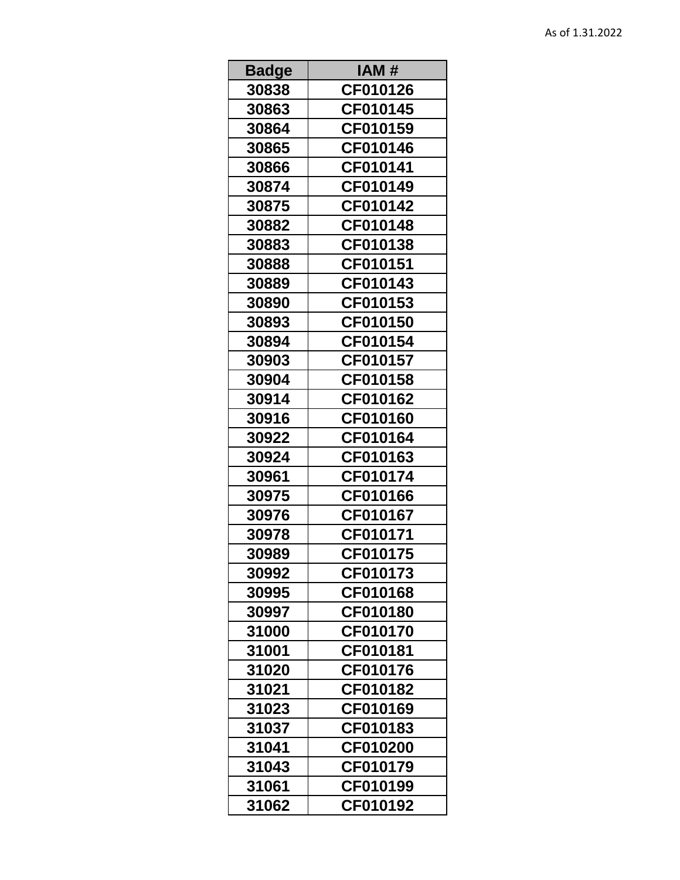As of 1.31.2022

| Badge | IAM # |
|---|---|
| 30838 | CF010126 |
| 30863 | CF010145 |
| 30864 | CF010159 |
| 30865 | CF010146 |
| 30866 | CF010141 |
| 30874 | CF010149 |
| 30875 | CF010142 |
| 30882 | CF010148 |
| 30883 | CF010138 |
| 30888 | CF010151 |
| 30889 | CF010143 |
| 30890 | CF010153 |
| 30893 | CF010150 |
| 30894 | CF010154 |
| 30903 | CF010157 |
| 30904 | CF010158 |
| 30914 | CF010162 |
| 30916 | CF010160 |
| 30922 | CF010164 |
| 30924 | CF010163 |
| 30961 | CF010174 |
| 30975 | CF010166 |
| 30976 | CF010167 |
| 30978 | CF010171 |
| 30989 | CF010175 |
| 30992 | CF010173 |
| 30995 | CF010168 |
| 30997 | CF010180 |
| 31000 | CF010170 |
| 31001 | CF010181 |
| 31020 | CF010176 |
| 31021 | CF010182 |
| 31023 | CF010169 |
| 31037 | CF010183 |
| 31041 | CF010200 |
| 31043 | CF010179 |
| 31061 | CF010199 |
| 31062 | CF010192 |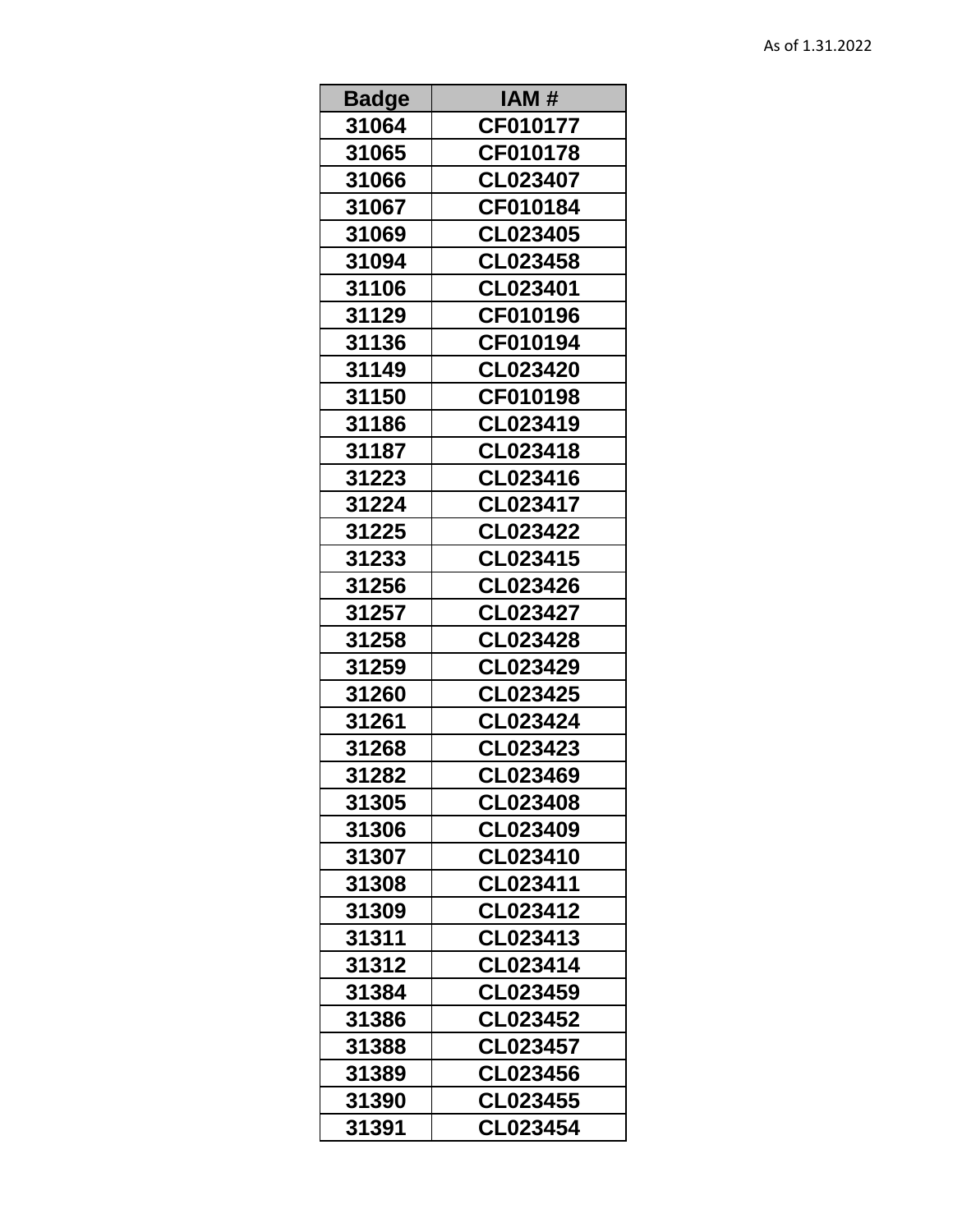As of 1.31.2022

| Badge | IAM # |
|---|---|
| 31064 | CF010177 |
| 31065 | CF010178 |
| 31066 | CL023407 |
| 31067 | CF010184 |
| 31069 | CL023405 |
| 31094 | CL023458 |
| 31106 | CL023401 |
| 31129 | CF010196 |
| 31136 | CF010194 |
| 31149 | CL023420 |
| 31150 | CF010198 |
| 31186 | CL023419 |
| 31187 | CL023418 |
| 31223 | CL023416 |
| 31224 | CL023417 |
| 31225 | CL023422 |
| 31233 | CL023415 |
| 31256 | CL023426 |
| 31257 | CL023427 |
| 31258 | CL023428 |
| 31259 | CL023429 |
| 31260 | CL023425 |
| 31261 | CL023424 |
| 31268 | CL023423 |
| 31282 | CL023469 |
| 31305 | CL023408 |
| 31306 | CL023409 |
| 31307 | CL023410 |
| 31308 | CL023411 |
| 31309 | CL023412 |
| 31311 | CL023413 |
| 31312 | CL023414 |
| 31384 | CL023459 |
| 31386 | CL023452 |
| 31388 | CL023457 |
| 31389 | CL023456 |
| 31390 | CL023455 |
| 31391 | CL023454 |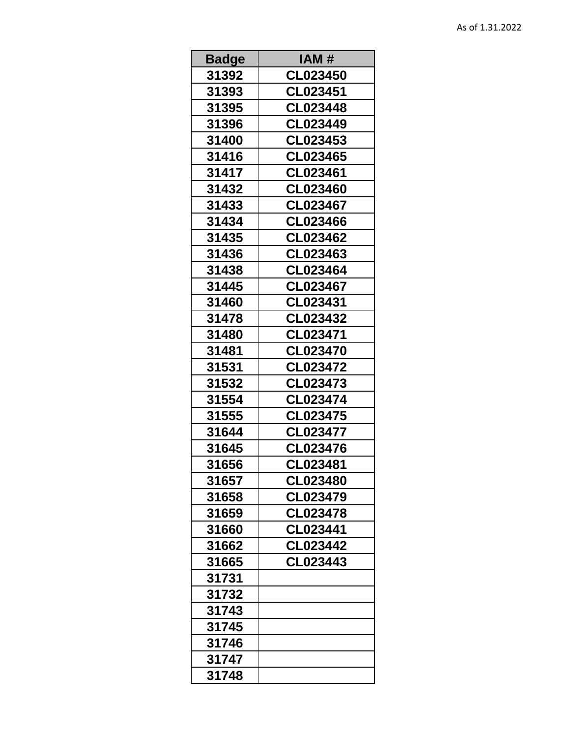As of 1.31.2022

| Badge | IAM # |
| --- | --- |
| 31392 | CL023450 |
| 31393 | CL023451 |
| 31395 | CL023448 |
| 31396 | CL023449 |
| 31400 | CL023453 |
| 31416 | CL023465 |
| 31417 | CL023461 |
| 31432 | CL023460 |
| 31433 | CL023467 |
| 31434 | CL023466 |
| 31435 | CL023462 |
| 31436 | CL023463 |
| 31438 | CL023464 |
| 31445 | CL023467 |
| 31460 | CL023431 |
| 31478 | CL023432 |
| 31480 | CL023471 |
| 31481 | CL023470 |
| 31531 | CL023472 |
| 31532 | CL023473 |
| 31554 | CL023474 |
| 31555 | CL023475 |
| 31644 | CL023477 |
| 31645 | CL023476 |
| 31656 | CL023481 |
| 31657 | CL023480 |
| 31658 | CL023479 |
| 31659 | CL023478 |
| 31660 | CL023441 |
| 31662 | CL023442 |
| 31665 | CL023443 |
| 31731 | |
| 31732 | |
| 31743 | |
| 31745 | |
| 31746 | |
| 31747 | |
| 31748 | |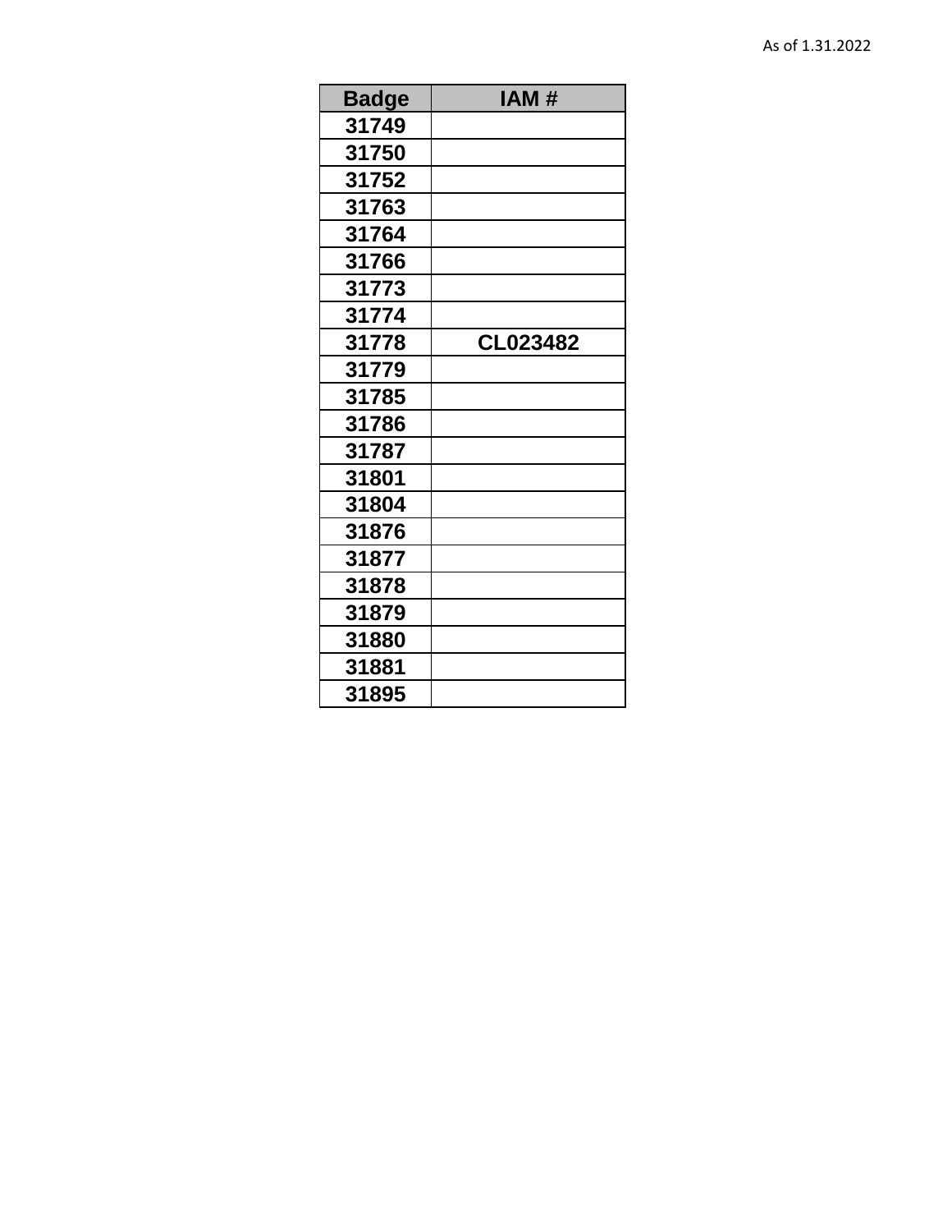As of 1.31.2022

| Badge | IAM # |
|---|---|
| 31749 | |
| 31750 | |
| 31752 | |
| 31763 | |
| 31764 | |
| 31766 | |
| 31773 | |
| 31774 | |
| 31778 | CL023482 |
| 31779 | |
| 31785 | |
| 31786 | |
| 31787 | |
| 31801 | |
| 31804 | |
| 31876 | |
| 31877 | |
| 31878 | |
| 31879 | |
| 31880 | |
| 31881 | |
| 31895 | |